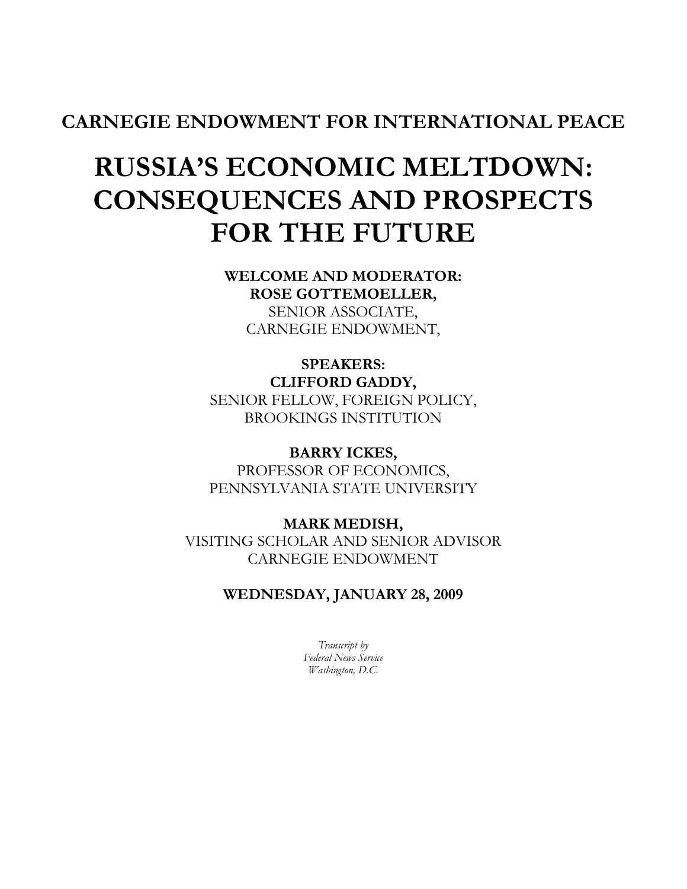**CARNEGIE ENDOWMENT FOR INTERNATIONAL PEACE**

# RUSSIA'S ECONOMIC MELTDOWN: CONSEQUENCES AND PROSPECTS FOR THE FUTURE

**WELCOME AND MODERATOR:**
**ROSE GOTTEMOELLER,**
SENIOR ASSOCIATE,
CARNEGIE ENDOWMENT,

**SPEAKERS:**
**CLIFFORD GADDY,**
SENIOR FELLOW, FOREIGN POLICY,
BROOKINGS INSTITUTION

**BARRY ICKES,**
PROFESSOR OF ECONOMICS,
PENNSYLVANIA STATE UNIVERSITY

**MARK MEDISH,**
VISITING SCHOLAR AND SENIOR ADVISOR
CARNEGIE ENDOWMENT

**WEDNESDAY, JANUARY 28, 2009**

*Transcript by*
*Federal News Service*
*Washington, D.C.*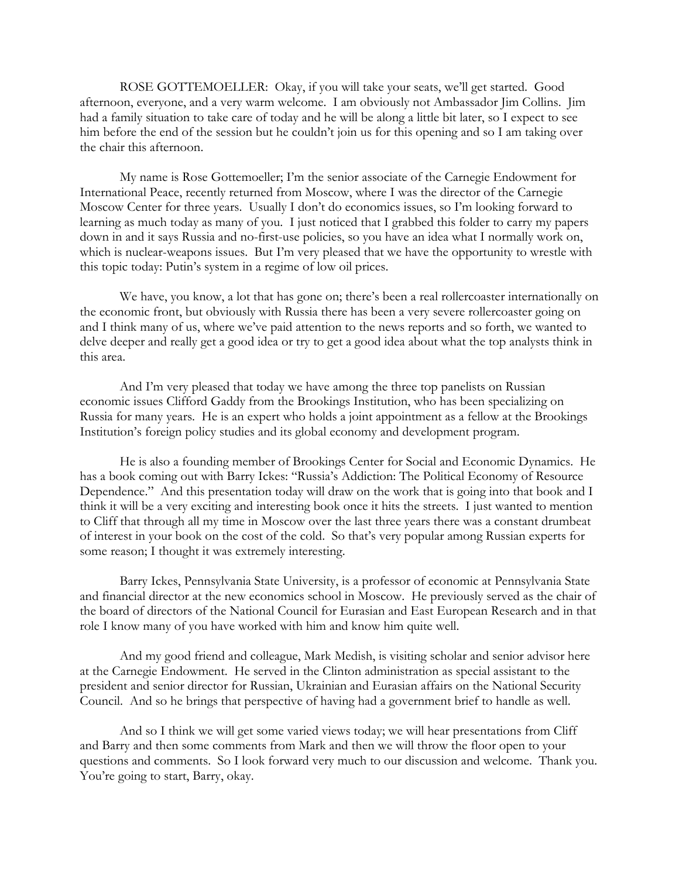ROSE GOTTEMOELLER: Okay, if you will take your seats, we'll get started. Good afternoon, everyone, and a very warm welcome. I am obviously not Ambassador Jim Collins. Jim had a family situation to take care of today and he will be along a little bit later, so I expect to see him before the end of the session but he couldn't join us for this opening and so I am taking over the chair this afternoon.

My name is Rose Gottemoeller; I'm the senior associate of the Carnegie Endowment for International Peace, recently returned from Moscow, where I was the director of the Carnegie Moscow Center for three years. Usually I don't do economics issues, so I'm looking forward to learning as much today as many of you. I just noticed that I grabbed this folder to carry my papers down in and it says Russia and no-first-use policies, so you have an idea what I normally work on, which is nuclear-weapons issues. But I'm very pleased that we have the opportunity to wrestle with this topic today: Putin's system in a regime of low oil prices.

We have, you know, a lot that has gone on; there's been a real rollercoaster internationally on the economic front, but obviously with Russia there has been a very severe rollercoaster going on and I think many of us, where we've paid attention to the news reports and so forth, we wanted to delve deeper and really get a good idea or try to get a good idea about what the top analysts think in this area.

And I'm very pleased that today we have among the three top panelists on Russian economic issues Clifford Gaddy from the Brookings Institution, who has been specializing on Russia for many years. He is an expert who holds a joint appointment as a fellow at the Brookings Institution's foreign policy studies and its global economy and development program.

He is also a founding member of Brookings Center for Social and Economic Dynamics. He has a book coming out with Barry Ickes: "Russia's Addiction: The Political Economy of Resource Dependence." And this presentation today will draw on the work that is going into that book and I think it will be a very exciting and interesting book once it hits the streets. I just wanted to mention to Cliff that through all my time in Moscow over the last three years there was a constant drumbeat of interest in your book on the cost of the cold. So that's very popular among Russian experts for some reason; I thought it was extremely interesting.

Barry Ickes, Pennsylvania State University, is a professor of economic at Pennsylvania State and financial director at the new economics school in Moscow. He previously served as the chair of the board of directors of the National Council for Eurasian and East European Research and in that role I know many of you have worked with him and know him quite well.

And my good friend and colleague, Mark Medish, is visiting scholar and senior advisor here at the Carnegie Endowment. He served in the Clinton administration as special assistant to the president and senior director for Russian, Ukrainian and Eurasian affairs on the National Security Council. And so he brings that perspective of having had a government brief to handle as well.

And so I think we will get some varied views today; we will hear presentations from Cliff and Barry and then some comments from Mark and then we will throw the floor open to your questions and comments. So I look forward very much to our discussion and welcome. Thank you. You're going to start, Barry, okay.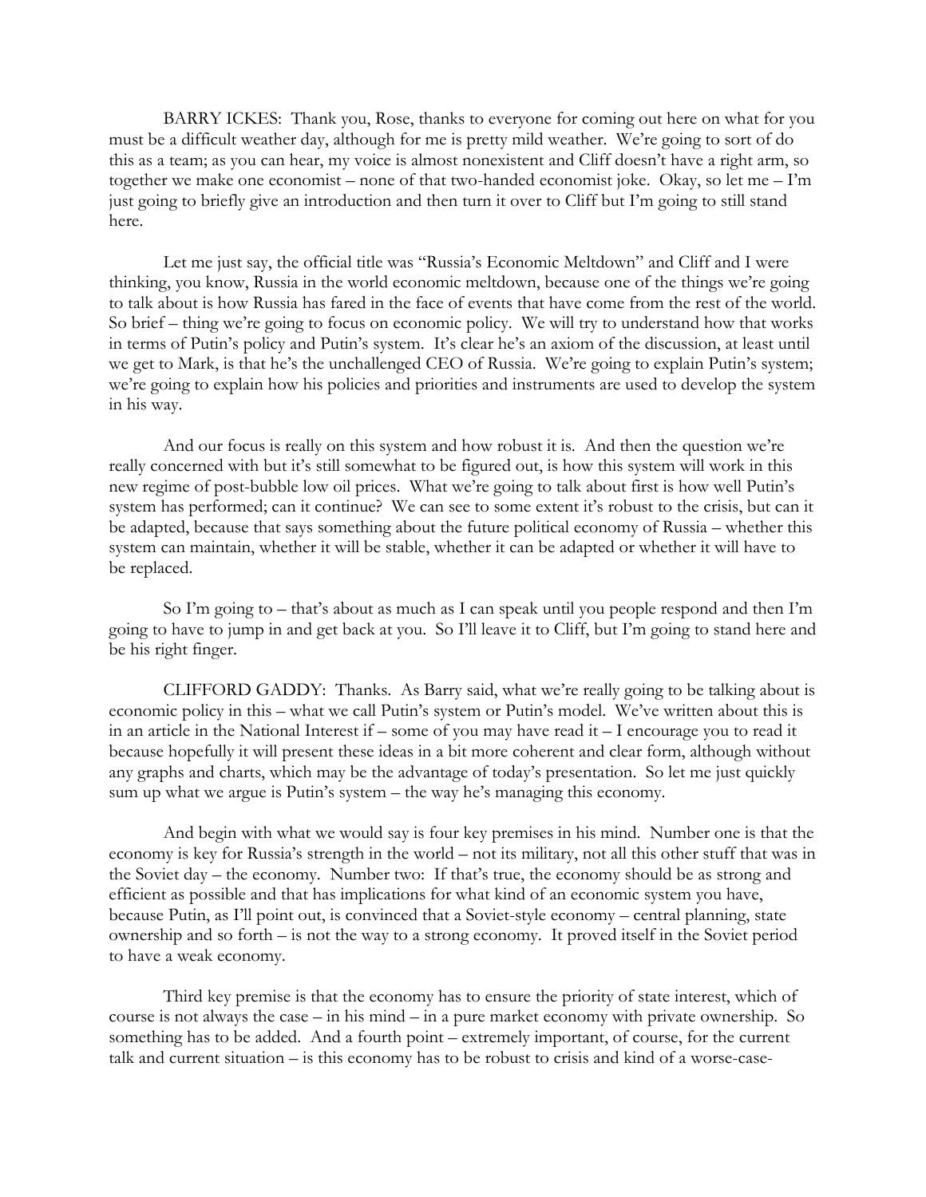BARRY ICKES: Thank you, Rose, thanks to everyone for coming out here on what for you must be a difficult weather day, although for me is pretty mild weather. We're going to sort of do this as a team; as you can hear, my voice is almost nonexistent and Cliff doesn't have a right arm, so together we make one economist – none of that two-handed economist joke. Okay, so let me – I'm just going to briefly give an introduction and then turn it over to Cliff but I'm going to still stand here.

Let me just say, the official title was "Russia's Economic Meltdown" and Cliff and I were thinking, you know, Russia in the world economic meltdown, because one of the things we're going to talk about is how Russia has fared in the face of events that have come from the rest of the world. So brief – thing we're going to focus on economic policy. We will try to understand how that works in terms of Putin's policy and Putin's system. It's clear he's an axiom of the discussion, at least until we get to Mark, is that he's the unchallenged CEO of Russia. We're going to explain Putin's system; we're going to explain how his policies and priorities and instruments are used to develop the system in his way.

And our focus is really on this system and how robust it is. And then the question we're really concerned with but it's still somewhat to be figured out, is how this system will work in this new regime of post-bubble low oil prices. What we're going to talk about first is how well Putin's system has performed; can it continue? We can see to some extent it's robust to the crisis, but can it be adapted, because that says something about the future political economy of Russia – whether this system can maintain, whether it will be stable, whether it can be adapted or whether it will have to be replaced.

So I'm going to – that's about as much as I can speak until you people respond and then I'm going to have to jump in and get back at you. So I'll leave it to Cliff, but I'm going to stand here and be his right finger.

CLIFFORD GADDY: Thanks. As Barry said, what we're really going to be talking about is economic policy in this – what we call Putin's system or Putin's model. We've written about this is in an article in the National Interest if – some of you may have read it – I encourage you to read it because hopefully it will present these ideas in a bit more coherent and clear form, although without any graphs and charts, which may be the advantage of today's presentation. So let me just quickly sum up what we argue is Putin's system – the way he's managing this economy.

And begin with what we would say is four key premises in his mind. Number one is that the economy is key for Russia's strength in the world – not its military, not all this other stuff that was in the Soviet day – the economy. Number two: If that's true, the economy should be as strong and efficient as possible and that has implications for what kind of an economic system you have, because Putin, as I'll point out, is convinced that a Soviet-style economy – central planning, state ownership and so forth – is not the way to a strong economy. It proved itself in the Soviet period to have a weak economy.

Third key premise is that the economy has to ensure the priority of state interest, which of course is not always the case – in his mind – in a pure market economy with private ownership. So something has to be added. And a fourth point – extremely important, of course, for the current talk and current situation – is this economy has to be robust to crisis and kind of a worse-case-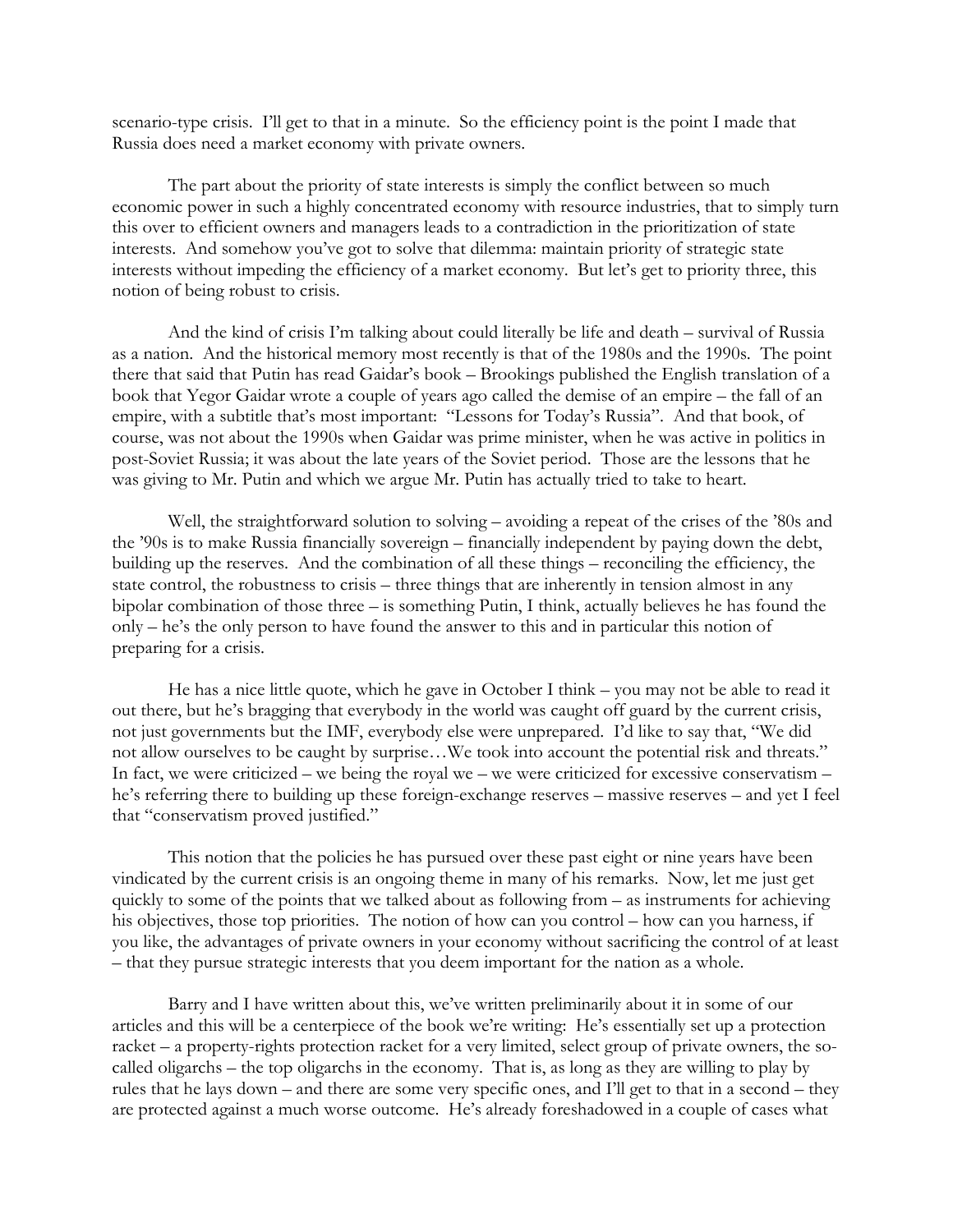scenario-type crisis. I'll get to that in a minute. So the efficiency point is the point I made that Russia does need a market economy with private owners.

The part about the priority of state interests is simply the conflict between so much economic power in such a highly concentrated economy with resource industries, that to simply turn this over to efficient owners and managers leads to a contradiction in the prioritization of state interests. And somehow you've got to solve that dilemma: maintain priority of strategic state interests without impeding the efficiency of a market economy. But let's get to priority three, this notion of being robust to crisis.

And the kind of crisis I'm talking about could literally be life and death – survival of Russia as a nation. And the historical memory most recently is that of the 1980s and the 1990s. The point there that said that Putin has read Gaidar's book – Brookings published the English translation of a book that Yegor Gaidar wrote a couple of years ago called the demise of an empire – the fall of an empire, with a subtitle that's most important: "Lessons for Today's Russia". And that book, of course, was not about the 1990s when Gaidar was prime minister, when he was active in politics in post-Soviet Russia; it was about the late years of the Soviet period. Those are the lessons that he was giving to Mr. Putin and which we argue Mr. Putin has actually tried to take to heart.

Well, the straightforward solution to solving – avoiding a repeat of the crises of the '80s and the '90s is to make Russia financially sovereign – financially independent by paying down the debt, building up the reserves. And the combination of all these things – reconciling the efficiency, the state control, the robustness to crisis – three things that are inherently in tension almost in any bipolar combination of those three – is something Putin, I think, actually believes he has found the only – he's the only person to have found the answer to this and in particular this notion of preparing for a crisis.

He has a nice little quote, which he gave in October I think – you may not be able to read it out there, but he's bragging that everybody in the world was caught off guard by the current crisis, not just governments but the IMF, everybody else were unprepared. I'd like to say that, "We did not allow ourselves to be caught by surprise…We took into account the potential risk and threats." In fact, we were criticized – we being the royal we – we were criticized for excessive conservatism – he's referring there to building up these foreign-exchange reserves – massive reserves – and yet I feel that "conservatism proved justified."

This notion that the policies he has pursued over these past eight or nine years have been vindicated by the current crisis is an ongoing theme in many of his remarks. Now, let me just get quickly to some of the points that we talked about as following from – as instruments for achieving his objectives, those top priorities. The notion of how can you control – how can you harness, if you like, the advantages of private owners in your economy without sacrificing the control of at least – that they pursue strategic interests that you deem important for the nation as a whole.

Barry and I have written about this, we've written preliminarily about it in some of our articles and this will be a centerpiece of the book we're writing: He's essentially set up a protection racket – a property-rights protection racket for a very limited, select group of private owners, the so-called oligarchs – the top oligarchs in the economy. That is, as long as they are willing to play by rules that he lays down – and there are some very specific ones, and I'll get to that in a second – they are protected against a much worse outcome. He's already foreshadowed in a couple of cases what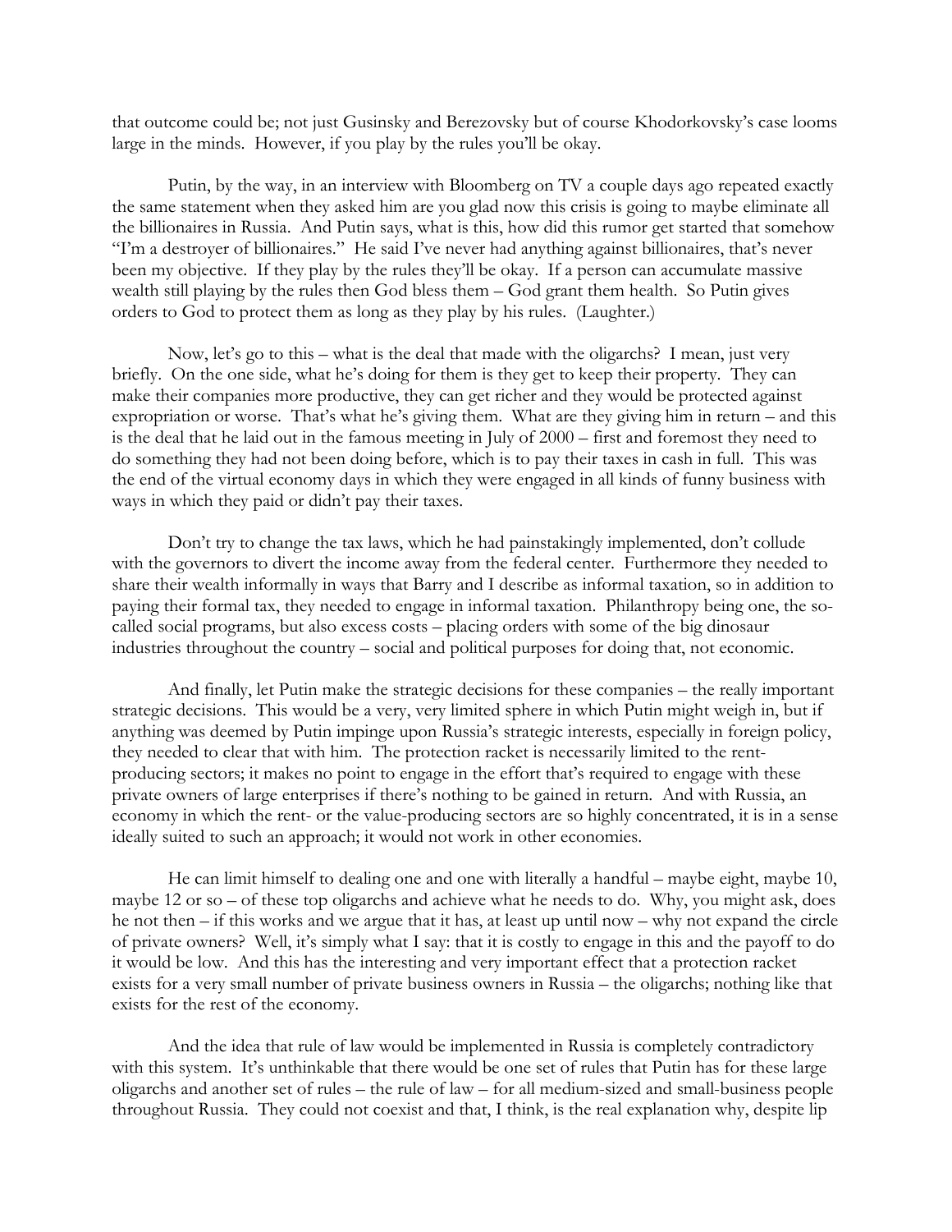that outcome could be; not just Gusinsky and Berezovsky but of course Khodorkovsky's case looms large in the minds. However, if you play by the rules you'll be okay.

Putin, by the way, in an interview with Bloomberg on TV a couple days ago repeated exactly the same statement when they asked him are you glad now this crisis is going to maybe eliminate all the billionaires in Russia. And Putin says, what is this, how did this rumor get started that somehow "I'm a destroyer of billionaires." He said I've never had anything against billionaires, that's never been my objective. If they play by the rules they'll be okay. If a person can accumulate massive wealth still playing by the rules then God bless them – God grant them health. So Putin gives orders to God to protect them as long as they play by his rules. (Laughter.)

Now, let's go to this – what is the deal that made with the oligarchs? I mean, just very briefly. On the one side, what he's doing for them is they get to keep their property. They can make their companies more productive, they can get richer and they would be protected against expropriation or worse. That's what he's giving them. What are they giving him in return – and this is the deal that he laid out in the famous meeting in July of 2000 – first and foremost they need to do something they had not been doing before, which is to pay their taxes in cash in full. This was the end of the virtual economy days in which they were engaged in all kinds of funny business with ways in which they paid or didn't pay their taxes.

Don't try to change the tax laws, which he had painstakingly implemented, don't collude with the governors to divert the income away from the federal center. Furthermore they needed to share their wealth informally in ways that Barry and I describe as informal taxation, so in addition to paying their formal tax, they needed to engage in informal taxation. Philanthropy being one, the so-called social programs, but also excess costs – placing orders with some of the big dinosaur industries throughout the country – social and political purposes for doing that, not economic.

And finally, let Putin make the strategic decisions for these companies – the really important strategic decisions. This would be a very, very limited sphere in which Putin might weigh in, but if anything was deemed by Putin impinge upon Russia's strategic interests, especially in foreign policy, they needed to clear that with him. The protection racket is necessarily limited to the rent-producing sectors; it makes no point to engage in the effort that's required to engage with these private owners of large enterprises if there's nothing to be gained in return. And with Russia, an economy in which the rent- or the value-producing sectors are so highly concentrated, it is in a sense ideally suited to such an approach; it would not work in other economies.

He can limit himself to dealing one and one with literally a handful – maybe eight, maybe 10, maybe 12 or so – of these top oligarchs and achieve what he needs to do. Why, you might ask, does he not then – if this works and we argue that it has, at least up until now – why not expand the circle of private owners? Well, it's simply what I say: that it is costly to engage in this and the payoff to do it would be low. And this has the interesting and very important effect that a protection racket exists for a very small number of private business owners in Russia – the oligarchs; nothing like that exists for the rest of the economy.

And the idea that rule of law would be implemented in Russia is completely contradictory with this system. It's unthinkable that there would be one set of rules that Putin has for these large oligarchs and another set of rules – the rule of law – for all medium-sized and small-business people throughout Russia. They could not coexist and that, I think, is the real explanation why, despite lip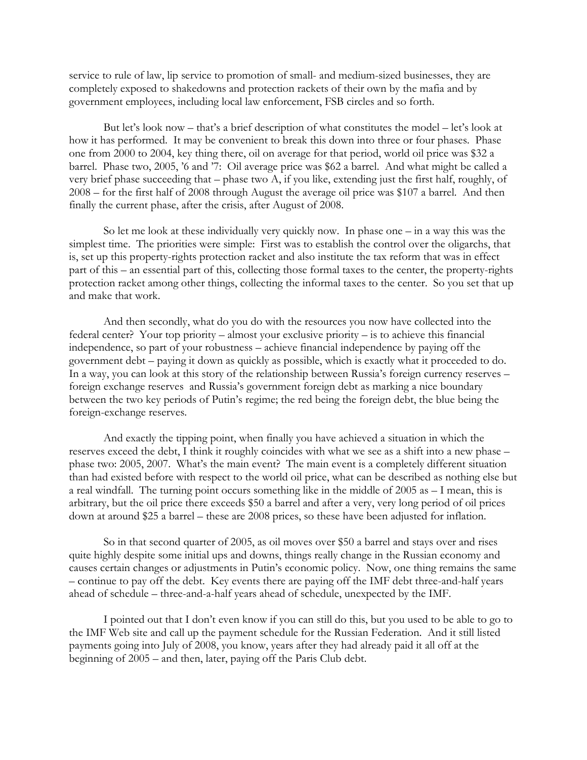service to rule of law, lip service to promotion of small- and medium-sized businesses, they are completely exposed to shakedowns and protection rackets of their own by the mafia and by government employees, including local law enforcement, FSB circles and so forth.

But let's look now – that's a brief description of what constitutes the model – let's look at how it has performed. It may be convenient to break this down into three or four phases. Phase one from 2000 to 2004, key thing there, oil on average for that period, world oil price was $32 a barrel. Phase two, 2005, '6 and '7: Oil average price was $62 a barrel. And what might be called a very brief phase succeeding that – phase two A, if you like, extending just the first half, roughly, of 2008 – for the first half of 2008 through August the average oil price was $107 a barrel. And then finally the current phase, after the crisis, after August of 2008.

So let me look at these individually very quickly now. In phase one – in a way this was the simplest time. The priorities were simple: First was to establish the control over the oligarchs, that is, set up this property-rights protection racket and also institute the tax reform that was in effect part of this – an essential part of this, collecting those formal taxes to the center, the property-rights protection racket among other things, collecting the informal taxes to the center. So you set that up and make that work.

And then secondly, what do you do with the resources you now have collected into the federal center? Your top priority – almost your exclusive priority – is to achieve this financial independence, so part of your robustness – achieve financial independence by paying off the government debt – paying it down as quickly as possible, which is exactly what it proceeded to do. In a way, you can look at this story of the relationship between Russia's foreign currency reserves – foreign exchange reserves and Russia's government foreign debt as marking a nice boundary between the two key periods of Putin's regime; the red being the foreign debt, the blue being the foreign-exchange reserves.

And exactly the tipping point, when finally you have achieved a situation in which the reserves exceed the debt, I think it roughly coincides with what we see as a shift into a new phase – phase two: 2005, 2007. What's the main event? The main event is a completely different situation than had existed before with respect to the world oil price, what can be described as nothing else but a real windfall. The turning point occurs something like in the middle of 2005 as – I mean, this is arbitrary, but the oil price there exceeds $50 a barrel and after a very, very long period of oil prices down at around $25 a barrel – these are 2008 prices, so these have been adjusted for inflation.

So in that second quarter of 2005, as oil moves over $50 a barrel and stays over and rises quite highly despite some initial ups and downs, things really change in the Russian economy and causes certain changes or adjustments in Putin's economic policy. Now, one thing remains the same – continue to pay off the debt. Key events there are paying off the IMF debt three-and-half years ahead of schedule – three-and-a-half years ahead of schedule, unexpected by the IMF.

I pointed out that I don't even know if you can still do this, but you used to be able to go to the IMF Web site and call up the payment schedule for the Russian Federation. And it still listed payments going into July of 2008, you know, years after they had already paid it all off at the beginning of 2005 – and then, later, paying off the Paris Club debt.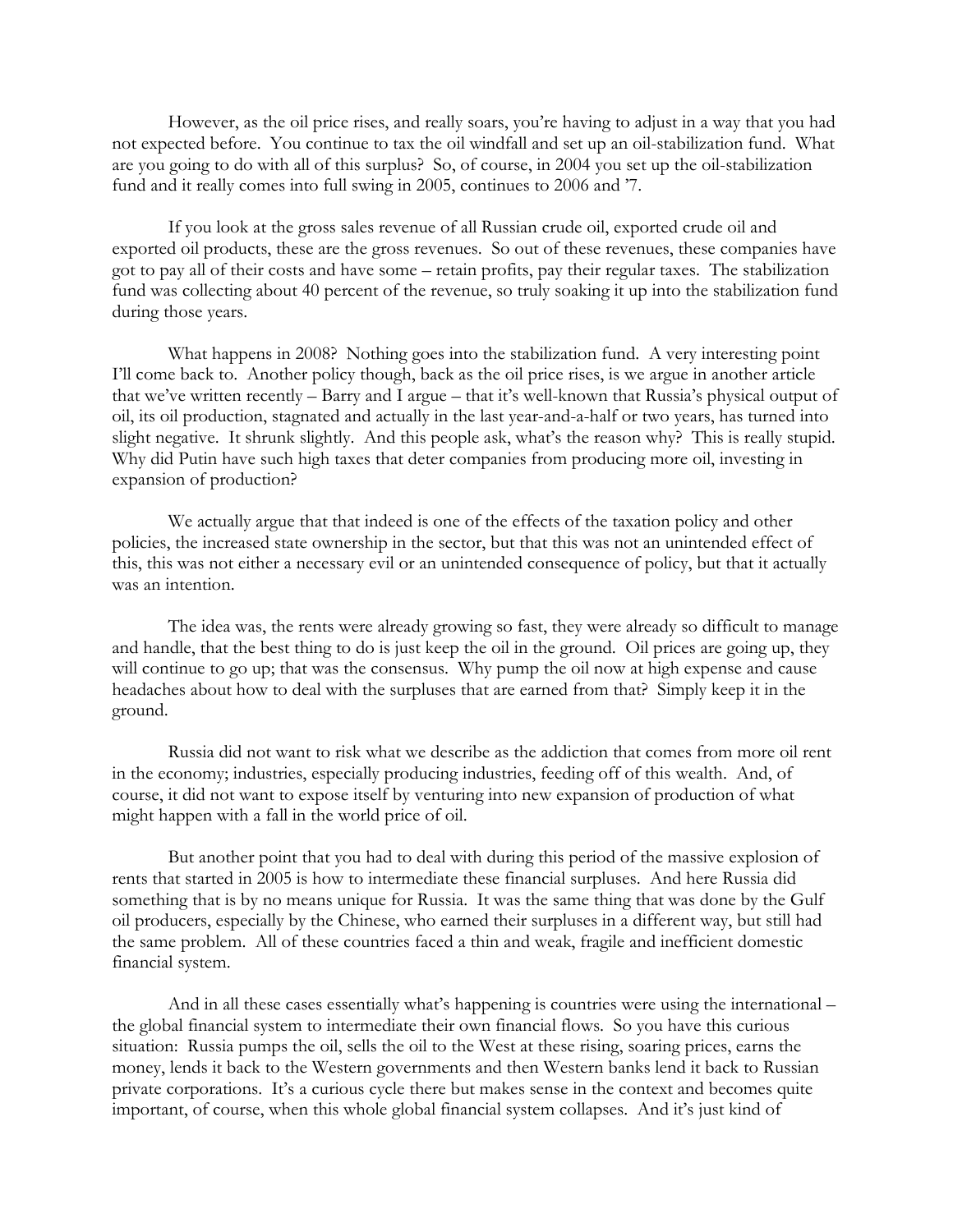However, as the oil price rises, and really soars, you're having to adjust in a way that you had not expected before. You continue to tax the oil windfall and set up an oil-stabilization fund. What are you going to do with all of this surplus? So, of course, in 2004 you set up the oil-stabilization fund and it really comes into full swing in 2005, continues to 2006 and '7.

If you look at the gross sales revenue of all Russian crude oil, exported crude oil and exported oil products, these are the gross revenues. So out of these revenues, these companies have got to pay all of their costs and have some – retain profits, pay their regular taxes. The stabilization fund was collecting about 40 percent of the revenue, so truly soaking it up into the stabilization fund during those years.

What happens in 2008? Nothing goes into the stabilization fund. A very interesting point I'll come back to. Another policy though, back as the oil price rises, is we argue in another article that we've written recently – Barry and I argue – that it's well-known that Russia's physical output of oil, its oil production, stagnated and actually in the last year-and-a-half or two years, has turned into slight negative. It shrunk slightly. And this people ask, what's the reason why? This is really stupid. Why did Putin have such high taxes that deter companies from producing more oil, investing in expansion of production?

We actually argue that that indeed is one of the effects of the taxation policy and other policies, the increased state ownership in the sector, but that this was not an unintended effect of this, this was not either a necessary evil or an unintended consequence of policy, but that it actually was an intention.

The idea was, the rents were already growing so fast, they were already so difficult to manage and handle, that the best thing to do is just keep the oil in the ground. Oil prices are going up, they will continue to go up; that was the consensus. Why pump the oil now at high expense and cause headaches about how to deal with the surpluses that are earned from that? Simply keep it in the ground.

Russia did not want to risk what we describe as the addiction that comes from more oil rent in the economy; industries, especially producing industries, feeding off of this wealth. And, of course, it did not want to expose itself by venturing into new expansion of production of what might happen with a fall in the world price of oil.

But another point that you had to deal with during this period of the massive explosion of rents that started in 2005 is how to intermediate these financial surpluses. And here Russia did something that is by no means unique for Russia. It was the same thing that was done by the Gulf oil producers, especially by the Chinese, who earned their surpluses in a different way, but still had the same problem. All of these countries faced a thin and weak, fragile and inefficient domestic financial system.

And in all these cases essentially what's happening is countries were using the international – the global financial system to intermediate their own financial flows. So you have this curious situation: Russia pumps the oil, sells the oil to the West at these rising, soaring prices, earns the money, lends it back to the Western governments and then Western banks lend it back to Russian private corporations. It's a curious cycle there but makes sense in the context and becomes quite important, of course, when this whole global financial system collapses. And it's just kind of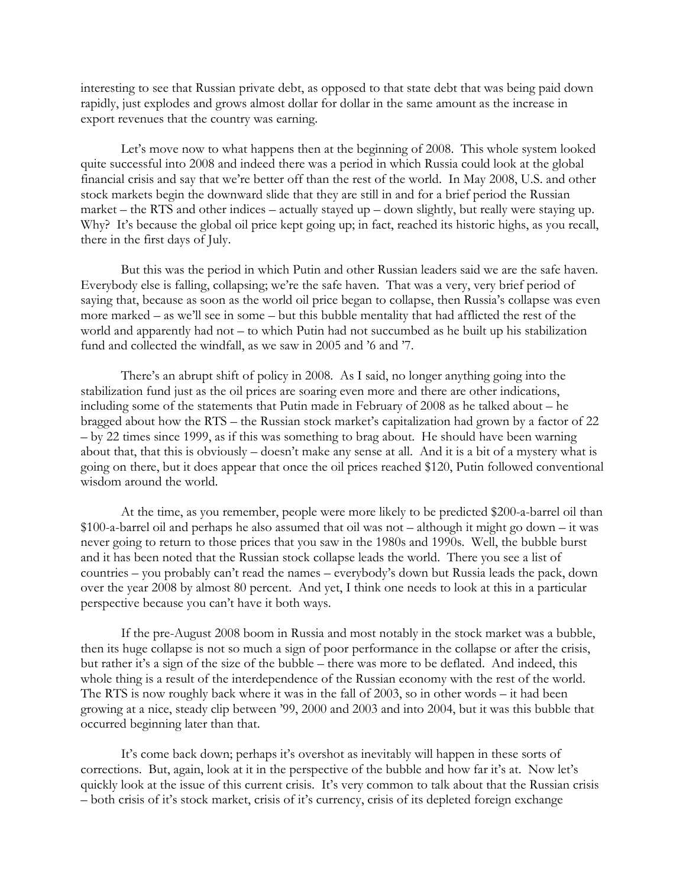interesting to see that Russian private debt, as opposed to that state debt that was being paid down rapidly, just explodes and grows almost dollar for dollar in the same amount as the increase in export revenues that the country was earning.

Let's move now to what happens then at the beginning of 2008. This whole system looked quite successful into 2008 and indeed there was a period in which Russia could look at the global financial crisis and say that we're better off than the rest of the world. In May 2008, U.S. and other stock markets begin the downward slide that they are still in and for a brief period the Russian market – the RTS and other indices – actually stayed up – down slightly, but really were staying up. Why? It's because the global oil price kept going up; in fact, reached its historic highs, as you recall, there in the first days of July.

But this was the period in which Putin and other Russian leaders said we are the safe haven. Everybody else is falling, collapsing; we're the safe haven. That was a very, very brief period of saying that, because as soon as the world oil price began to collapse, then Russia's collapse was even more marked – as we'll see in some – but this bubble mentality that had afflicted the rest of the world and apparently had not – to which Putin had not succumbed as he built up his stabilization fund and collected the windfall, as we saw in 2005 and '6 and '7.

There's an abrupt shift of policy in 2008. As I said, no longer anything going into the stabilization fund just as the oil prices are soaring even more and there are other indications, including some of the statements that Putin made in February of 2008 as he talked about – he bragged about how the RTS – the Russian stock market's capitalization had grown by a factor of 22 – by 22 times since 1999, as if this was something to brag about. He should have been warning about that, that this is obviously – doesn't make any sense at all. And it is a bit of a mystery what is going on there, but it does appear that once the oil prices reached $120, Putin followed conventional wisdom around the world.

At the time, as you remember, people were more likely to be predicted $200-a-barrel oil than $100-a-barrel oil and perhaps he also assumed that oil was not – although it might go down – it was never going to return to those prices that you saw in the 1980s and 1990s. Well, the bubble burst and it has been noted that the Russian stock collapse leads the world. There you see a list of countries – you probably can't read the names – everybody's down but Russia leads the pack, down over the year 2008 by almost 80 percent. And yet, I think one needs to look at this in a particular perspective because you can't have it both ways.

If the pre-August 2008 boom in Russia and most notably in the stock market was a bubble, then its huge collapse is not so much a sign of poor performance in the collapse or after the crisis, but rather it's a sign of the size of the bubble – there was more to be deflated. And indeed, this whole thing is a result of the interdependence of the Russian economy with the rest of the world. The RTS is now roughly back where it was in the fall of 2003, so in other words – it had been growing at a nice, steady clip between '99, 2000 and 2003 and into 2004, but it was this bubble that occurred beginning later than that.

It's come back down; perhaps it's overshot as inevitably will happen in these sorts of corrections. But, again, look at it in the perspective of the bubble and how far it's at. Now let's quickly look at the issue of this current crisis. It's very common to talk about that the Russian crisis – both crisis of it's stock market, crisis of it's currency, crisis of its depleted foreign exchange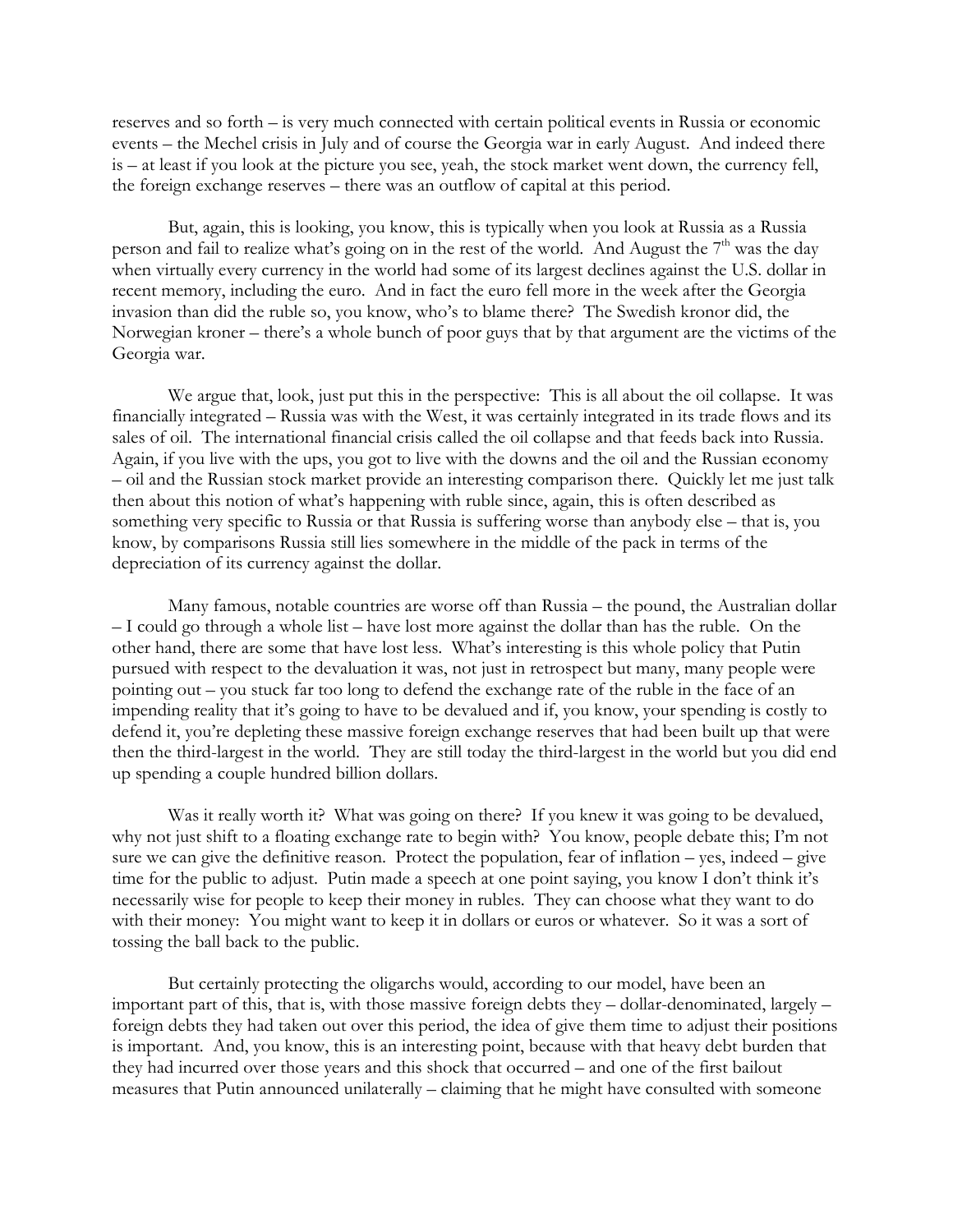reserves and so forth – is very much connected with certain political events in Russia or economic events – the Mechel crisis in July and of course the Georgia war in early August. And indeed there is – at least if you look at the picture you see, yeah, the stock market went down, the currency fell, the foreign exchange reserves – there was an outflow of capital at this period.

But, again, this is looking, you know, this is typically when you look at Russia as a Russia person and fail to realize what's going on in the rest of the world. And August the 7th was the day when virtually every currency in the world had some of its largest declines against the U.S. dollar in recent memory, including the euro. And in fact the euro fell more in the week after the Georgia invasion than did the ruble so, you know, who's to blame there? The Swedish kronor did, the Norwegian kroner – there's a whole bunch of poor guys that by that argument are the victims of the Georgia war.

We argue that, look, just put this in the perspective: This is all about the oil collapse. It was financially integrated – Russia was with the West, it was certainly integrated in its trade flows and its sales of oil. The international financial crisis called the oil collapse and that feeds back into Russia. Again, if you live with the ups, you got to live with the downs and the oil and the Russian economy – oil and the Russian stock market provide an interesting comparison there. Quickly let me just talk then about this notion of what's happening with ruble since, again, this is often described as something very specific to Russia or that Russia is suffering worse than anybody else – that is, you know, by comparisons Russia still lies somewhere in the middle of the pack in terms of the depreciation of its currency against the dollar.

Many famous, notable countries are worse off than Russia – the pound, the Australian dollar – I could go through a whole list – have lost more against the dollar than has the ruble. On the other hand, there are some that have lost less. What's interesting is this whole policy that Putin pursued with respect to the devaluation it was, not just in retrospect but many, many people were pointing out – you stuck far too long to defend the exchange rate of the ruble in the face of an impending reality that it's going to have to be devalued and if, you know, your spending is costly to defend it, you're depleting these massive foreign exchange reserves that had been built up that were then the third-largest in the world. They are still today the third-largest in the world but you did end up spending a couple hundred billion dollars.

Was it really worth it? What was going on there? If you knew it was going to be devalued, why not just shift to a floating exchange rate to begin with? You know, people debate this; I'm not sure we can give the definitive reason. Protect the population, fear of inflation – yes, indeed – give time for the public to adjust. Putin made a speech at one point saying, you know I don't think it's necessarily wise for people to keep their money in rubles. They can choose what they want to do with their money: You might want to keep it in dollars or euros or whatever. So it was a sort of tossing the ball back to the public.

But certainly protecting the oligarchs would, according to our model, have been an important part of this, that is, with those massive foreign debts they – dollar-denominated, largely – foreign debts they had taken out over this period, the idea of give them time to adjust their positions is important. And, you know, this is an interesting point, because with that heavy debt burden that they had incurred over those years and this shock that occurred – and one of the first bailout measures that Putin announced unilaterally – claiming that he might have consulted with someone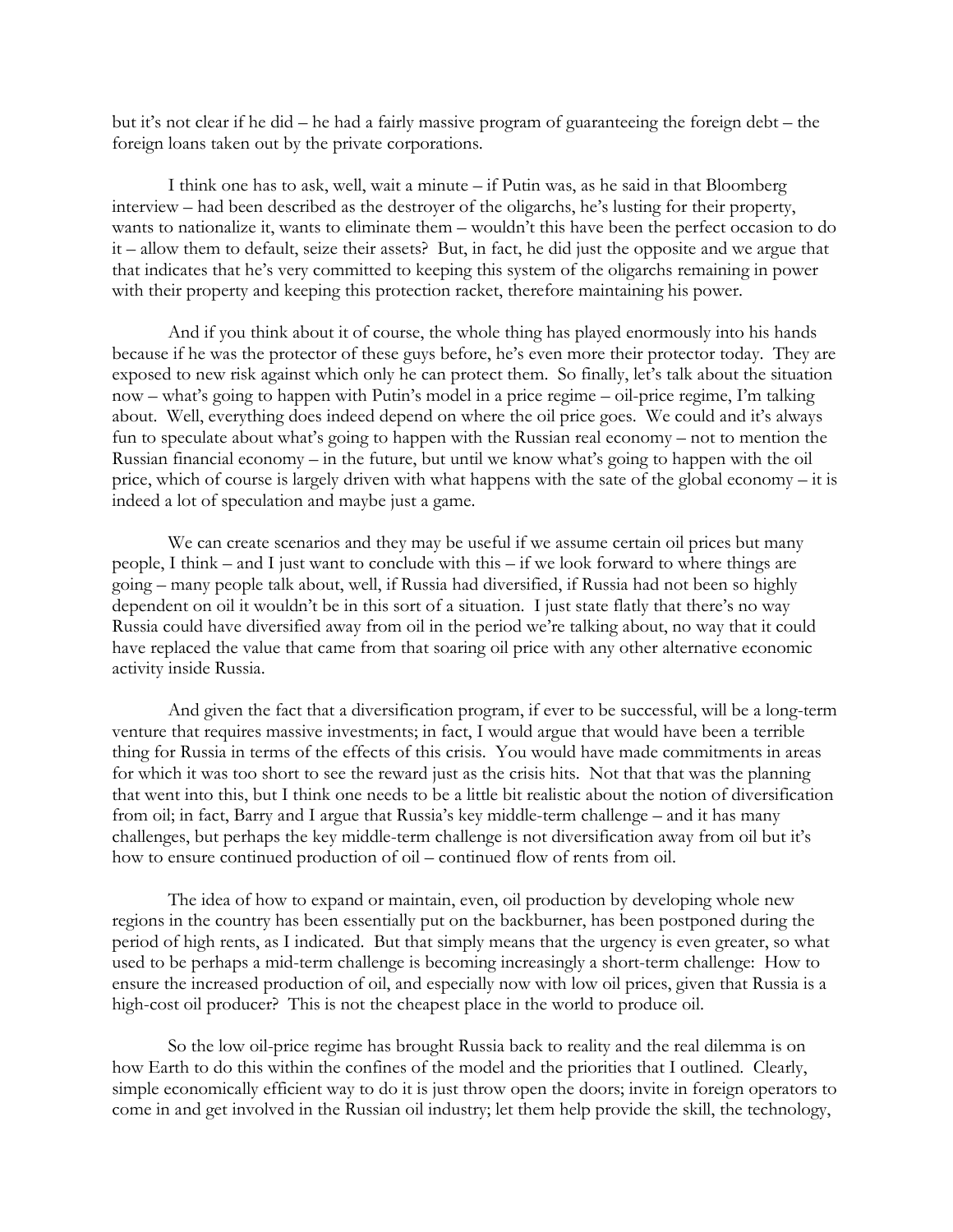but it's not clear if he did – he had a fairly massive program of guaranteeing the foreign debt – the foreign loans taken out by the private corporations.

I think one has to ask, well, wait a minute – if Putin was, as he said in that Bloomberg interview – had been described as the destroyer of the oligarchs, he's lusting for their property, wants to nationalize it, wants to eliminate them – wouldn't this have been the perfect occasion to do it – allow them to default, seize their assets? But, in fact, he did just the opposite and we argue that that indicates that he's very committed to keeping this system of the oligarchs remaining in power with their property and keeping this protection racket, therefore maintaining his power.

And if you think about it of course, the whole thing has played enormously into his hands because if he was the protector of these guys before, he's even more their protector today. They are exposed to new risk against which only he can protect them. So finally, let's talk about the situation now – what's going to happen with Putin's model in a price regime – oil-price regime, I'm talking about. Well, everything does indeed depend on where the oil price goes. We could and it's always fun to speculate about what's going to happen with the Russian real economy – not to mention the Russian financial economy – in the future, but until we know what's going to happen with the oil price, which of course is largely driven with what happens with the sate of the global economy – it is indeed a lot of speculation and maybe just a game.

We can create scenarios and they may be useful if we assume certain oil prices but many people, I think – and I just want to conclude with this – if we look forward to where things are going – many people talk about, well, if Russia had diversified, if Russia had not been so highly dependent on oil it wouldn't be in this sort of a situation. I just state flatly that there's no way Russia could have diversified away from oil in the period we're talking about, no way that it could have replaced the value that came from that soaring oil price with any other alternative economic activity inside Russia.

And given the fact that a diversification program, if ever to be successful, will be a long-term venture that requires massive investments; in fact, I would argue that would have been a terrible thing for Russia in terms of the effects of this crisis. You would have made commitments in areas for which it was too short to see the reward just as the crisis hits. Not that that was the planning that went into this, but I think one needs to be a little bit realistic about the notion of diversification from oil; in fact, Barry and I argue that Russia's key middle-term challenge – and it has many challenges, but perhaps the key middle-term challenge is not diversification away from oil but it's how to ensure continued production of oil – continued flow of rents from oil.

The idea of how to expand or maintain, even, oil production by developing whole new regions in the country has been essentially put on the backburner, has been postponed during the period of high rents, as I indicated. But that simply means that the urgency is even greater, so what used to be perhaps a mid-term challenge is becoming increasingly a short-term challenge: How to ensure the increased production of oil, and especially now with low oil prices, given that Russia is a high-cost oil producer? This is not the cheapest place in the world to produce oil.

So the low oil-price regime has brought Russia back to reality and the real dilemma is on how Earth to do this within the confines of the model and the priorities that I outlined. Clearly, simple economically efficient way to do it is just throw open the doors; invite in foreign operators to come in and get involved in the Russian oil industry; let them help provide the skill, the technology,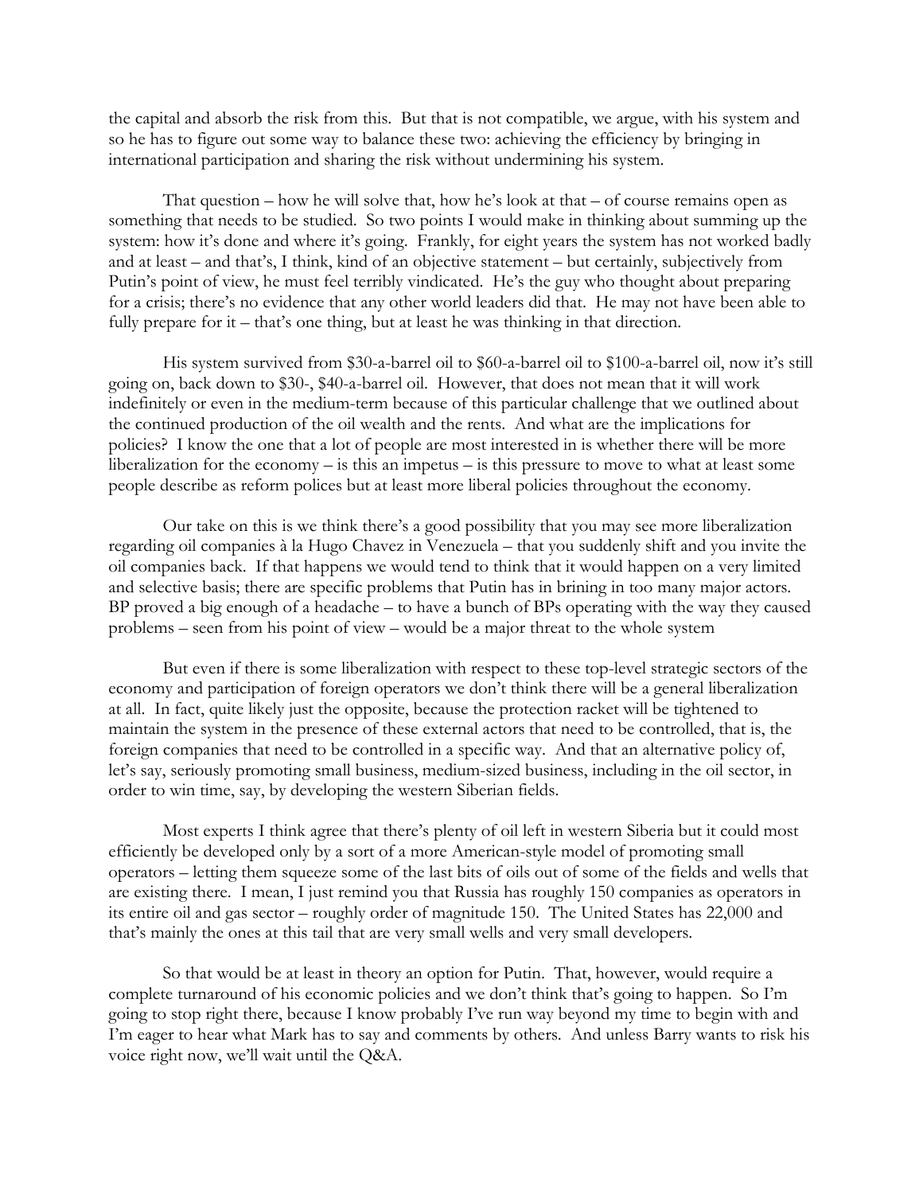the capital and absorb the risk from this. But that is not compatible, we argue, with his system and so he has to figure out some way to balance these two: achieving the efficiency by bringing in international participation and sharing the risk without undermining his system.

That question – how he will solve that, how he's look at that – of course remains open as something that needs to be studied. So two points I would make in thinking about summing up the system: how it's done and where it's going. Frankly, for eight years the system has not worked badly and at least – and that's, I think, kind of an objective statement – but certainly, subjectively from Putin's point of view, he must feel terribly vindicated. He's the guy who thought about preparing for a crisis; there's no evidence that any other world leaders did that. He may not have been able to fully prepare for it – that's one thing, but at least he was thinking in that direction.

His system survived from $30-a-barrel oil to $60-a-barrel oil to $100-a-barrel oil, now it's still going on, back down to $30-, $40-a-barrel oil. However, that does not mean that it will work indefinitely or even in the medium-term because of this particular challenge that we outlined about the continued production of the oil wealth and the rents. And what are the implications for policies? I know the one that a lot of people are most interested in is whether there will be more liberalization for the economy – is this an impetus – is this pressure to move to what at least some people describe as reform polices but at least more liberal policies throughout the economy.

Our take on this is we think there's a good possibility that you may see more liberalization regarding oil companies à la Hugo Chavez in Venezuela – that you suddenly shift and you invite the oil companies back. If that happens we would tend to think that it would happen on a very limited and selective basis; there are specific problems that Putin has in brining in too many major actors. BP proved a big enough of a headache – to have a bunch of BPs operating with the way they caused problems – seen from his point of view – would be a major threat to the whole system

But even if there is some liberalization with respect to these top-level strategic sectors of the economy and participation of foreign operators we don't think there will be a general liberalization at all. In fact, quite likely just the opposite, because the protection racket will be tightened to maintain the system in the presence of these external actors that need to be controlled, that is, the foreign companies that need to be controlled in a specific way. And that an alternative policy of, let's say, seriously promoting small business, medium-sized business, including in the oil sector, in order to win time, say, by developing the western Siberian fields.

Most experts I think agree that there's plenty of oil left in western Siberia but it could most efficiently be developed only by a sort of a more American-style model of promoting small operators – letting them squeeze some of the last bits of oils out of some of the fields and wells that are existing there. I mean, I just remind you that Russia has roughly 150 companies as operators in its entire oil and gas sector – roughly order of magnitude 150. The United States has 22,000 and that's mainly the ones at this tail that are very small wells and very small developers.

So that would be at least in theory an option for Putin. That, however, would require a complete turnaround of his economic policies and we don't think that's going to happen. So I'm going to stop right there, because I know probably I've run way beyond my time to begin with and I'm eager to hear what Mark has to say and comments by others. And unless Barry wants to risk his voice right now, we'll wait until the Q&A.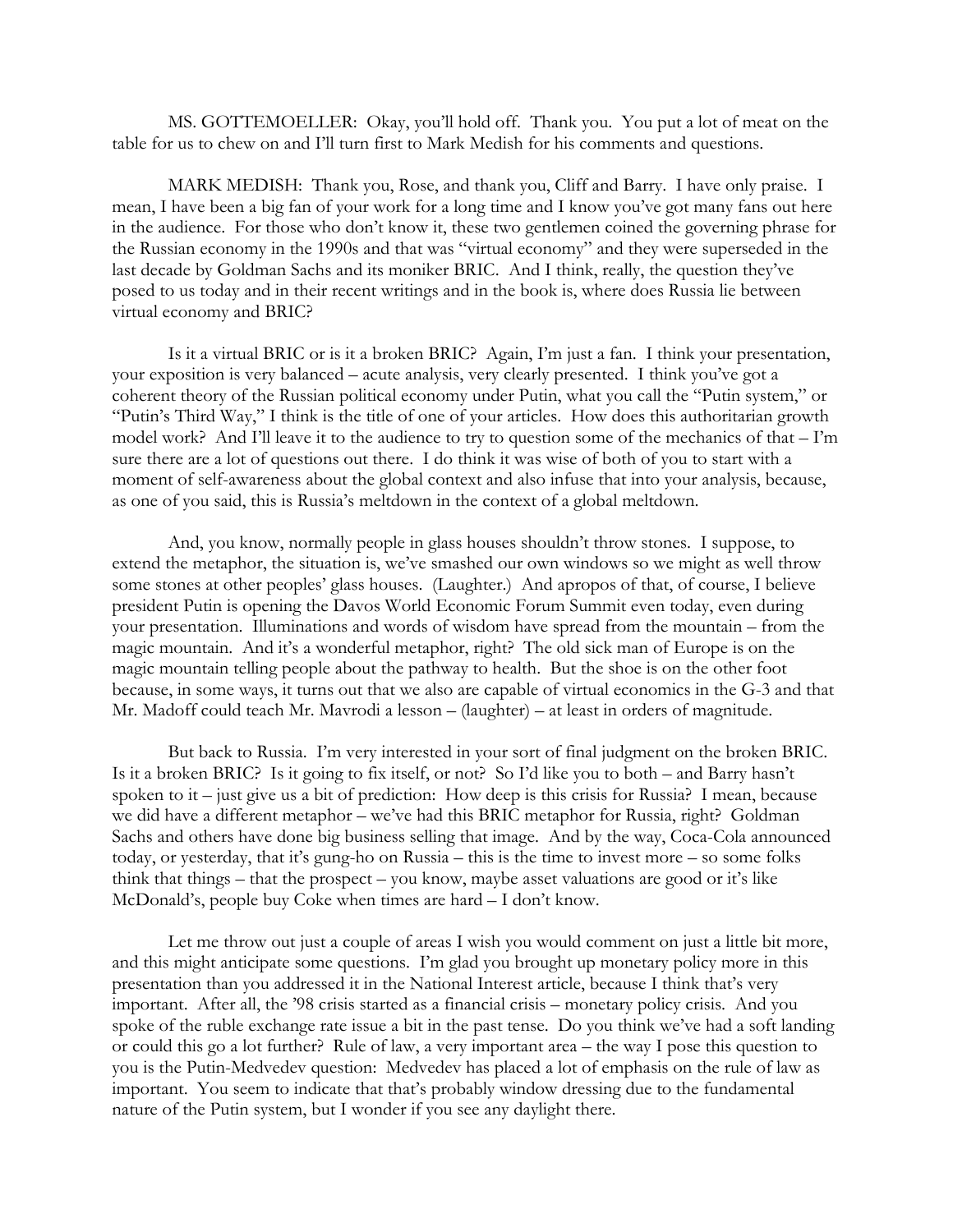MS. GOTTEMOELLER: Okay, you'll hold off. Thank you. You put a lot of meat on the table for us to chew on and I'll turn first to Mark Medish for his comments and questions.

MARK MEDISH: Thank you, Rose, and thank you, Cliff and Barry. I have only praise. I mean, I have been a big fan of your work for a long time and I know you've got many fans out here in the audience. For those who don't know it, these two gentlemen coined the governing phrase for the Russian economy in the 1990s and that was "virtual economy" and they were superseded in the last decade by Goldman Sachs and its moniker BRIC. And I think, really, the question they've posed to us today and in their recent writings and in the book is, where does Russia lie between virtual economy and BRIC?

Is it a virtual BRIC or is it a broken BRIC? Again, I'm just a fan. I think your presentation, your exposition is very balanced – acute analysis, very clearly presented. I think you've got a coherent theory of the Russian political economy under Putin, what you call the "Putin system," or "Putin's Third Way," I think is the title of one of your articles. How does this authoritarian growth model work? And I'll leave it to the audience to try to question some of the mechanics of that – I'm sure there are a lot of questions out there. I do think it was wise of both of you to start with a moment of self-awareness about the global context and also infuse that into your analysis, because, as one of you said, this is Russia's meltdown in the context of a global meltdown.

And, you know, normally people in glass houses shouldn't throw stones. I suppose, to extend the metaphor, the situation is, we've smashed our own windows so we might as well throw some stones at other peoples' glass houses. (Laughter.) And apropos of that, of course, I believe president Putin is opening the Davos World Economic Forum Summit even today, even during your presentation. Illuminations and words of wisdom have spread from the mountain – from the magic mountain. And it's a wonderful metaphor, right? The old sick man of Europe is on the magic mountain telling people about the pathway to health. But the shoe is on the other foot because, in some ways, it turns out that we also are capable of virtual economics in the G-3 and that Mr. Madoff could teach Mr. Mavrodi a lesson – (laughter) – at least in orders of magnitude.

But back to Russia. I'm very interested in your sort of final judgment on the broken BRIC. Is it a broken BRIC? Is it going to fix itself, or not? So I'd like you to both – and Barry hasn't spoken to it – just give us a bit of prediction: How deep is this crisis for Russia? I mean, because we did have a different metaphor – we've had this BRIC metaphor for Russia, right? Goldman Sachs and others have done big business selling that image. And by the way, Coca-Cola announced today, or yesterday, that it's gung-ho on Russia – this is the time to invest more – so some folks think that things – that the prospect – you know, maybe asset valuations are good or it's like McDonald's, people buy Coke when times are hard – I don't know.

Let me throw out just a couple of areas I wish you would comment on just a little bit more, and this might anticipate some questions. I'm glad you brought up monetary policy more in this presentation than you addressed it in the National Interest article, because I think that's very important. After all, the '98 crisis started as a financial crisis – monetary policy crisis. And you spoke of the ruble exchange rate issue a bit in the past tense. Do you think we've had a soft landing or could this go a lot further? Rule of law, a very important area – the way I pose this question to you is the Putin-Medvedev question: Medvedev has placed a lot of emphasis on the rule of law as important. You seem to indicate that that's probably window dressing due to the fundamental nature of the Putin system, but I wonder if you see any daylight there.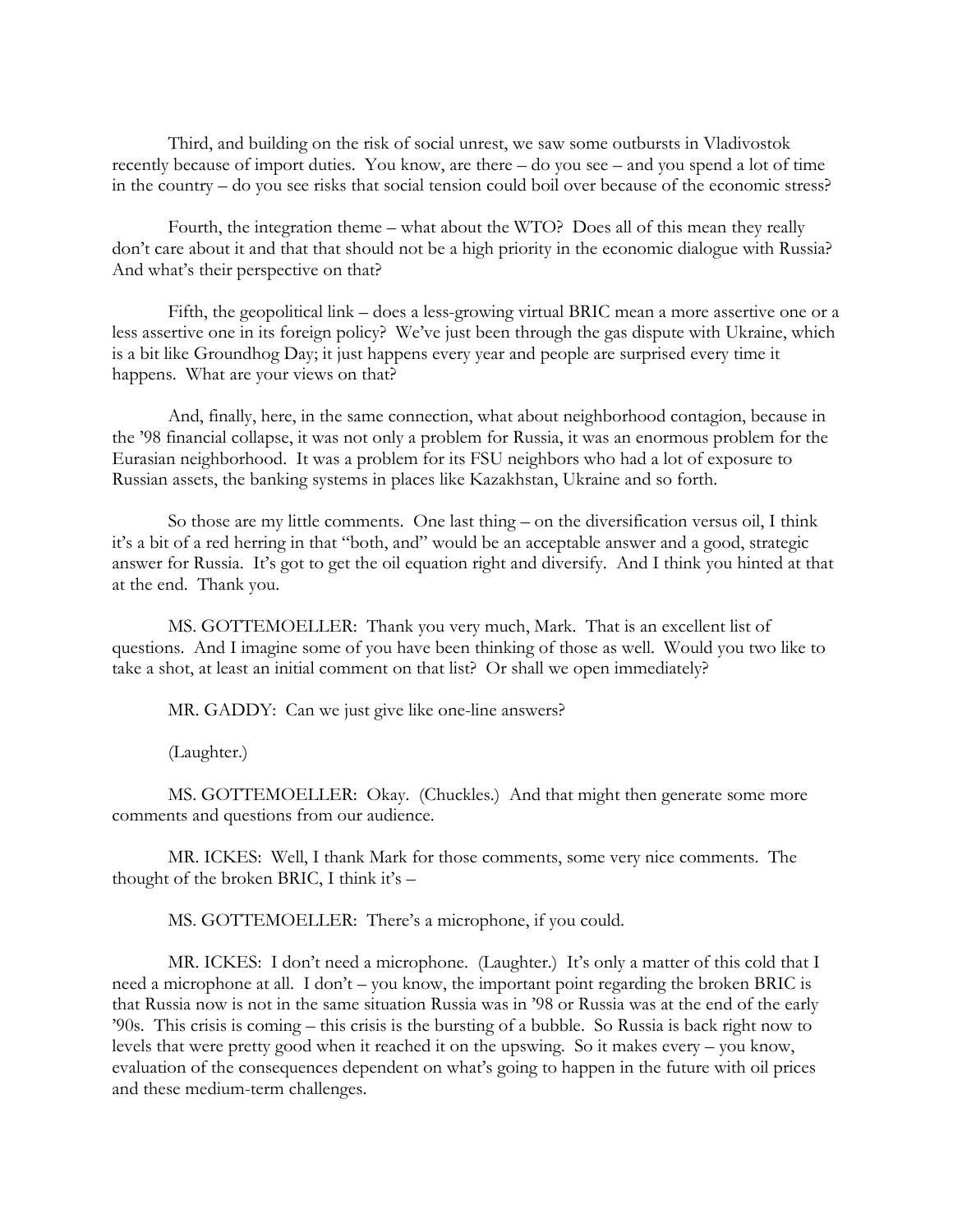Third, and building on the risk of social unrest, we saw some outbursts in Vladivostok recently because of import duties. You know, are there – do you see – and you spend a lot of time in the country – do you see risks that social tension could boil over because of the economic stress?

Fourth, the integration theme – what about the WTO? Does all of this mean they really don't care about it and that that should not be a high priority in the economic dialogue with Russia? And what's their perspective on that?

Fifth, the geopolitical link – does a less-growing virtual BRIC mean a more assertive one or a less assertive one in its foreign policy? We've just been through the gas dispute with Ukraine, which is a bit like Groundhog Day; it just happens every year and people are surprised every time it happens. What are your views on that?

And, finally, here, in the same connection, what about neighborhood contagion, because in the '98 financial collapse, it was not only a problem for Russia, it was an enormous problem for the Eurasian neighborhood. It was a problem for its FSU neighbors who had a lot of exposure to Russian assets, the banking systems in places like Kazakhstan, Ukraine and so forth.

So those are my little comments. One last thing – on the diversification versus oil, I think it's a bit of a red herring in that "both, and" would be an acceptable answer and a good, strategic answer for Russia. It's got to get the oil equation right and diversify. And I think you hinted at that at the end. Thank you.

MS. GOTTEMOELLER: Thank you very much, Mark. That is an excellent list of questions. And I imagine some of you have been thinking of those as well. Would you two like to take a shot, at least an initial comment on that list? Or shall we open immediately?

MR. GADDY: Can we just give like one-line answers?

(Laughter.)

MS. GOTTEMOELLER: Okay. (Chuckles.) And that might then generate some more comments and questions from our audience.

MR. ICKES: Well, I thank Mark for those comments, some very nice comments. The thought of the broken BRIC, I think it's –

MS. GOTTEMOELLER: There's a microphone, if you could.

MR. ICKES: I don't need a microphone. (Laughter.) It's only a matter of this cold that I need a microphone at all. I don't – you know, the important point regarding the broken BRIC is that Russia now is not in the same situation Russia was in '98 or Russia was at the end of the early '90s. This crisis is coming – this crisis is the bursting of a bubble. So Russia is back right now to levels that were pretty good when it reached it on the upswing. So it makes every – you know, evaluation of the consequences dependent on what's going to happen in the future with oil prices and these medium-term challenges.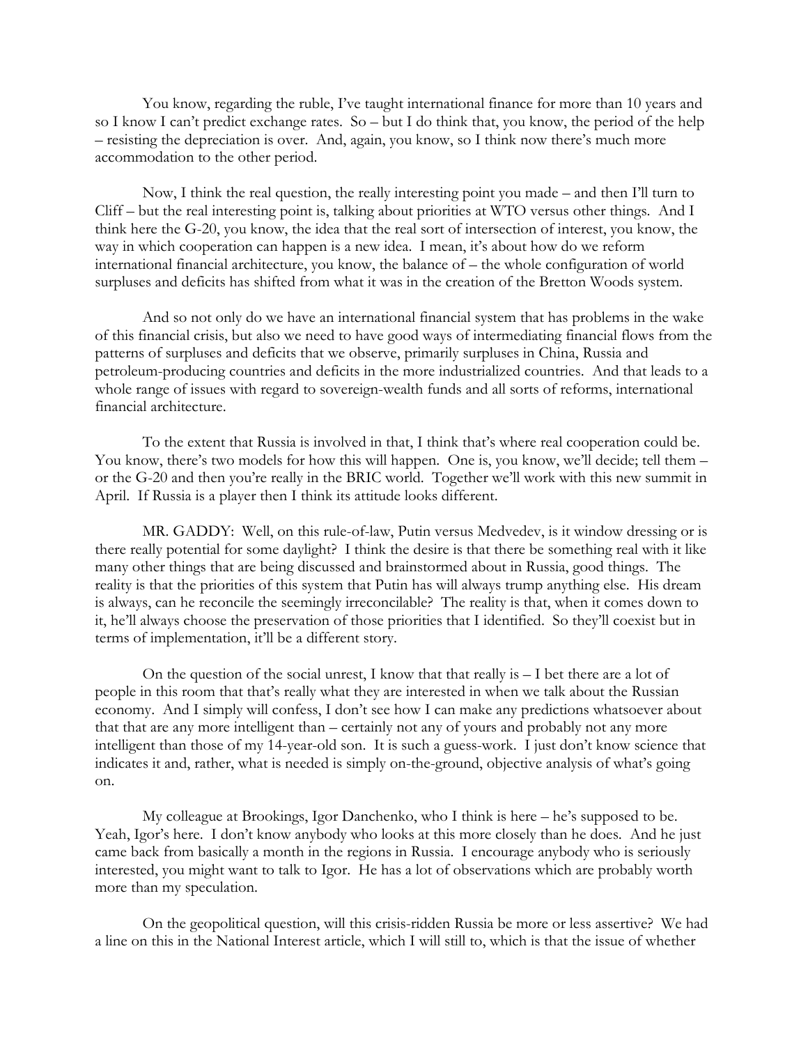You know, regarding the ruble, I've taught international finance for more than 10 years and so I know I can't predict exchange rates. So – but I do think that, you know, the period of the help – resisting the depreciation is over. And, again, you know, so I think now there's much more accommodation to the other period.

Now, I think the real question, the really interesting point you made – and then I'll turn to Cliff – but the real interesting point is, talking about priorities at WTO versus other things. And I think here the G-20, you know, the idea that the real sort of intersection of interest, you know, the way in which cooperation can happen is a new idea. I mean, it's about how do we reform international financial architecture, you know, the balance of – the whole configuration of world surpluses and deficits has shifted from what it was in the creation of the Bretton Woods system.

And so not only do we have an international financial system that has problems in the wake of this financial crisis, but also we need to have good ways of intermediating financial flows from the patterns of surpluses and deficits that we observe, primarily surpluses in China, Russia and petroleum-producing countries and deficits in the more industrialized countries. And that leads to a whole range of issues with regard to sovereign-wealth funds and all sorts of reforms, international financial architecture.

To the extent that Russia is involved in that, I think that's where real cooperation could be. You know, there's two models for how this will happen. One is, you know, we'll decide; tell them – or the G-20 and then you're really in the BRIC world. Together we'll work with this new summit in April. If Russia is a player then I think its attitude looks different.

MR. GADDY: Well, on this rule-of-law, Putin versus Medvedev, is it window dressing or is there really potential for some daylight? I think the desire is that there be something real with it like many other things that are being discussed and brainstormed about in Russia, good things. The reality is that the priorities of this system that Putin has will always trump anything else. His dream is always, can he reconcile the seemingly irreconcilable? The reality is that, when it comes down to it, he'll always choose the preservation of those priorities that I identified. So they'll coexist but in terms of implementation, it'll be a different story.

On the question of the social unrest, I know that that really is – I bet there are a lot of people in this room that that's really what they are interested in when we talk about the Russian economy. And I simply will confess, I don't see how I can make any predictions whatsoever about that that are any more intelligent than – certainly not any of yours and probably not any more intelligent than those of my 14-year-old son. It is such a guess-work. I just don't know science that indicates it and, rather, what is needed is simply on-the-ground, objective analysis of what's going on.

My colleague at Brookings, Igor Danchenko, who I think is here – he's supposed to be. Yeah, Igor's here. I don't know anybody who looks at this more closely than he does. And he just came back from basically a month in the regions in Russia. I encourage anybody who is seriously interested, you might want to talk to Igor. He has a lot of observations which are probably worth more than my speculation.

On the geopolitical question, will this crisis-ridden Russia be more or less assertive? We had a line on this in the National Interest article, which I will still to, which is that the issue of whether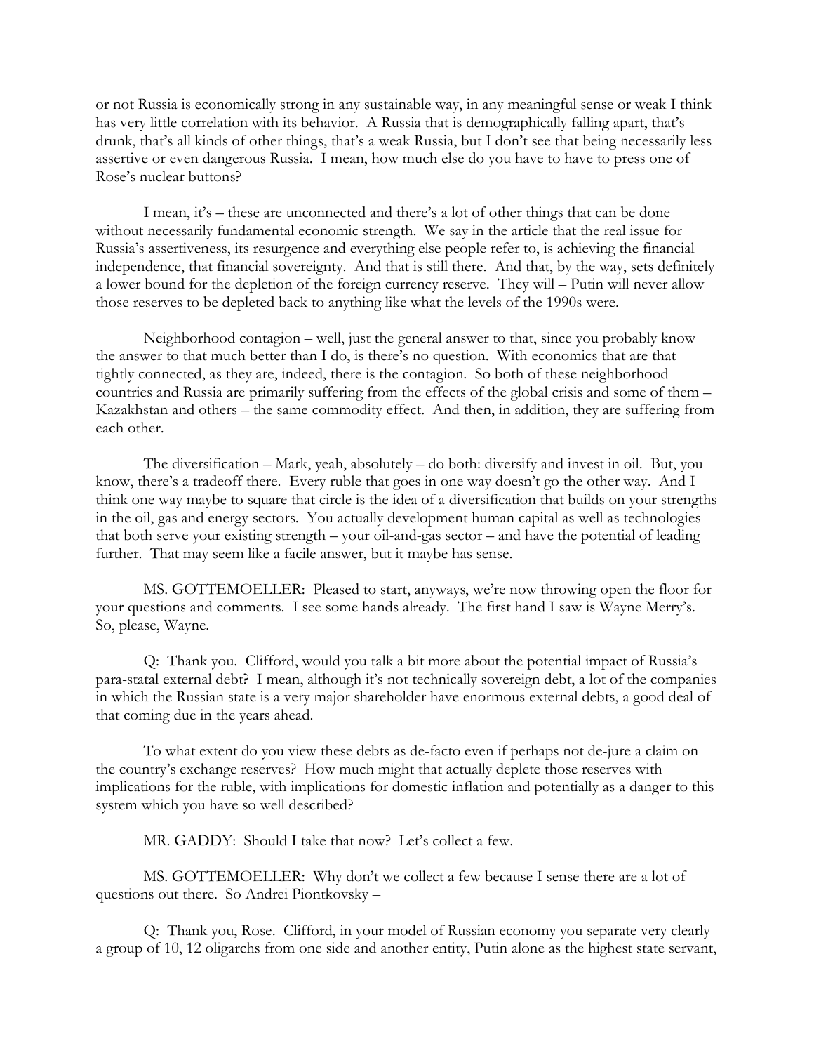or not Russia is economically strong in any sustainable way, in any meaningful sense or weak I think has very little correlation with its behavior. A Russia that is demographically falling apart, that's drunk, that's all kinds of other things, that's a weak Russia, but I don't see that being necessarily less assertive or even dangerous Russia. I mean, how much else do you have to have to press one of Rose's nuclear buttons?

I mean, it's – these are unconnected and there's a lot of other things that can be done without necessarily fundamental economic strength. We say in the article that the real issue for Russia's assertiveness, its resurgence and everything else people refer to, is achieving the financial independence, that financial sovereignty. And that is still there. And that, by the way, sets definitely a lower bound for the depletion of the foreign currency reserve. They will – Putin will never allow those reserves to be depleted back to anything like what the levels of the 1990s were.

Neighborhood contagion – well, just the general answer to that, since you probably know the answer to that much better than I do, is there's no question. With economics that are that tightly connected, as they are, indeed, there is the contagion. So both of these neighborhood countries and Russia are primarily suffering from the effects of the global crisis and some of them – Kazakhstan and others – the same commodity effect. And then, in addition, they are suffering from each other.

The diversification – Mark, yeah, absolutely – do both: diversify and invest in oil. But, you know, there's a tradeoff there. Every ruble that goes in one way doesn't go the other way. And I think one way maybe to square that circle is the idea of a diversification that builds on your strengths in the oil, gas and energy sectors. You actually development human capital as well as technologies that both serve your existing strength – your oil-and-gas sector – and have the potential of leading further. That may seem like a facile answer, but it maybe has sense.

MS. GOTTEMOELLER: Pleased to start, anyways, we're now throwing open the floor for your questions and comments. I see some hands already. The first hand I saw is Wayne Merry's. So, please, Wayne.

Q: Thank you. Clifford, would you talk a bit more about the potential impact of Russia's para-statal external debt? I mean, although it's not technically sovereign debt, a lot of the companies in which the Russian state is a very major shareholder have enormous external debts, a good deal of that coming due in the years ahead.

To what extent do you view these debts as de-facto even if perhaps not de-jure a claim on the country's exchange reserves? How much might that actually deplete those reserves with implications for the ruble, with implications for domestic inflation and potentially as a danger to this system which you have so well described?

MR. GADDY: Should I take that now? Let's collect a few.

MS. GOTTEMOELLER: Why don't we collect a few because I sense there are a lot of questions out there. So Andrei Piontkovsky –

Q: Thank you, Rose. Clifford, in your model of Russian economy you separate very clearly a group of 10, 12 oligarchs from one side and another entity, Putin alone as the highest state servant,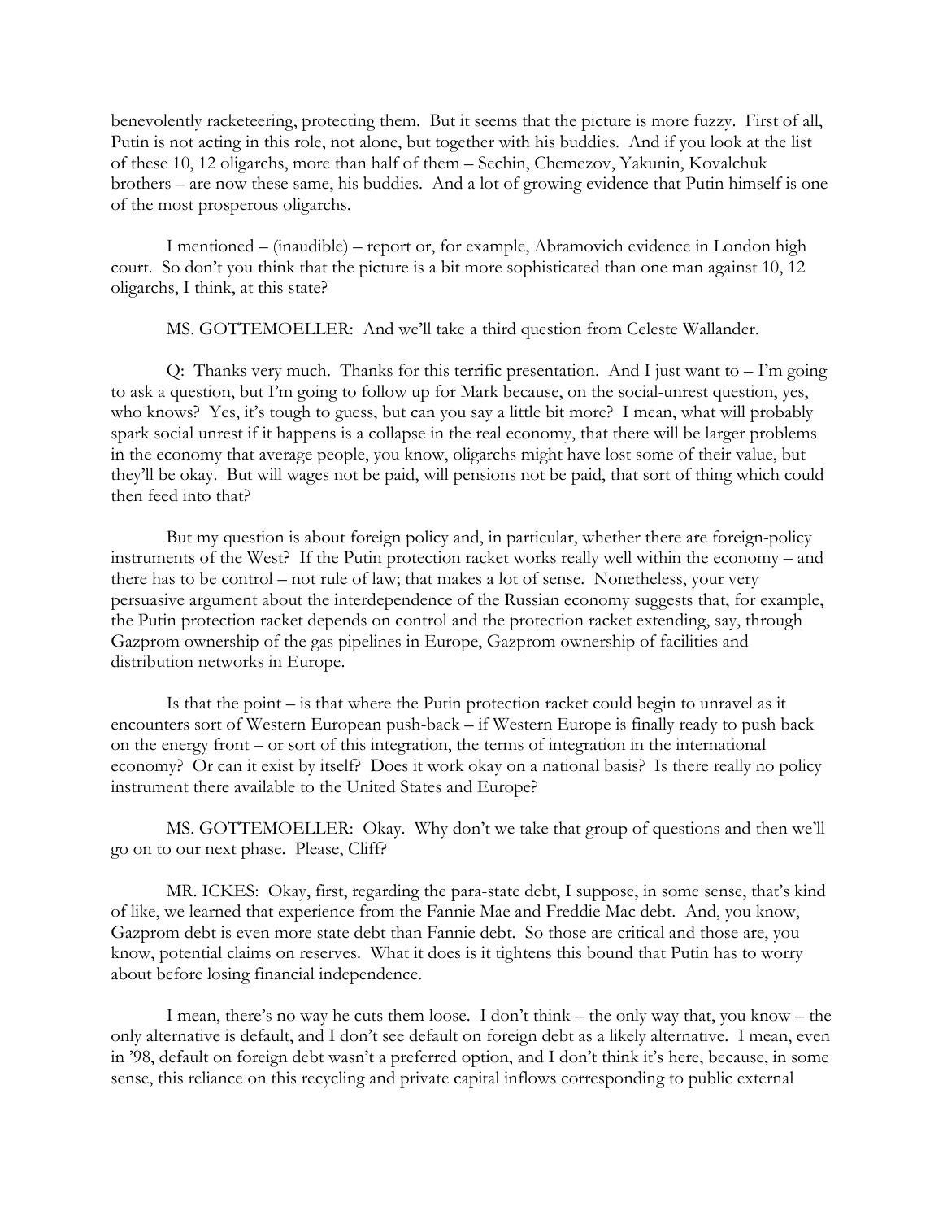benevolently racketeering, protecting them. But it seems that the picture is more fuzzy. First of all, Putin is not acting in this role, not alone, but together with his buddies. And if you look at the list of these 10, 12 oligarchs, more than half of them – Sechin, Chemezov, Yakunin, Kovalchuk brothers – are now these same, his buddies. And a lot of growing evidence that Putin himself is one of the most prosperous oligarchs.

I mentioned – (inaudible) – report or, for example, Abramovich evidence in London high court. So don't you think that the picture is a bit more sophisticated than one man against 10, 12 oligarchs, I think, at this state?

MS. GOTTEMOELLER: And we'll take a third question from Celeste Wallander.

Q: Thanks very much. Thanks for this terrific presentation. And I just want to – I'm going to ask a question, but I'm going to follow up for Mark because, on the social-unrest question, yes, who knows? Yes, it's tough to guess, but can you say a little bit more? I mean, what will probably spark social unrest if it happens is a collapse in the real economy, that there will be larger problems in the economy that average people, you know, oligarchs might have lost some of their value, but they'll be okay. But will wages not be paid, will pensions not be paid, that sort of thing which could then feed into that?

But my question is about foreign policy and, in particular, whether there are foreign-policy instruments of the West? If the Putin protection racket works really well within the economy – and there has to be control – not rule of law; that makes a lot of sense. Nonetheless, your very persuasive argument about the interdependence of the Russian economy suggests that, for example, the Putin protection racket depends on control and the protection racket extending, say, through Gazprom ownership of the gas pipelines in Europe, Gazprom ownership of facilities and distribution networks in Europe.

Is that the point – is that where the Putin protection racket could begin to unravel as it encounters sort of Western European push-back – if Western Europe is finally ready to push back on the energy front – or sort of this integration, the terms of integration in the international economy? Or can it exist by itself? Does it work okay on a national basis? Is there really no policy instrument there available to the United States and Europe?

MS. GOTTEMOELLER: Okay. Why don't we take that group of questions and then we'll go on to our next phase. Please, Cliff?

MR. ICKES: Okay, first, regarding the para-state debt, I suppose, in some sense, that's kind of like, we learned that experience from the Fannie Mae and Freddie Mac debt. And, you know, Gazprom debt is even more state debt than Fannie debt. So those are critical and those are, you know, potential claims on reserves. What it does is it tightens this bound that Putin has to worry about before losing financial independence.

I mean, there's no way he cuts them loose. I don't think – the only way that, you know – the only alternative is default, and I don't see default on foreign debt as a likely alternative. I mean, even in '98, default on foreign debt wasn't a preferred option, and I don't think it's here, because, in some sense, this reliance on this recycling and private capital inflows corresponding to public external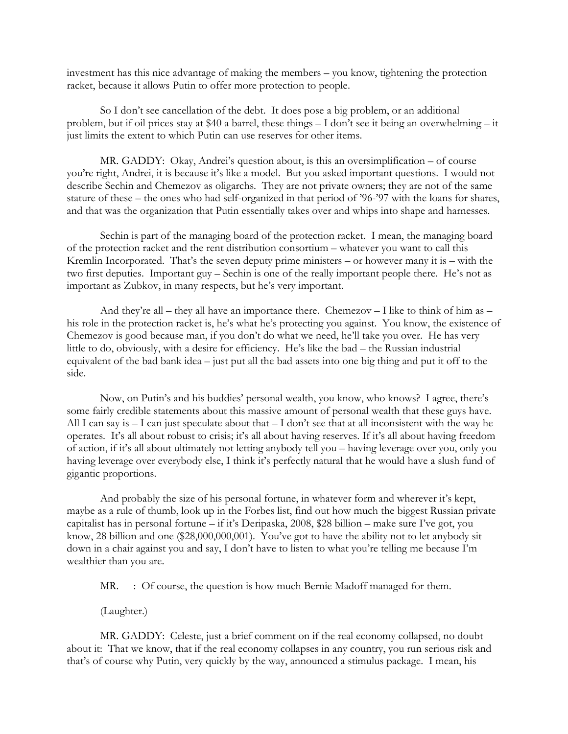investment has this nice advantage of making the members – you know, tightening the protection racket, because it allows Putin to offer more protection to people.

So I don't see cancellation of the debt. It does pose a big problem, or an additional problem, but if oil prices stay at $40 a barrel, these things – I don't see it being an overwhelming – it just limits the extent to which Putin can use reserves for other items.

MR. GADDY: Okay, Andrei's question about, is this an oversimplification – of course you're right, Andrei, it is because it's like a model. But you asked important questions. I would not describe Sechin and Chemezov as oligarchs. They are not private owners; they are not of the same stature of these – the ones who had self-organized in that period of '96-'97 with the loans for shares, and that was the organization that Putin essentially takes over and whips into shape and harnesses.

Sechin is part of the managing board of the protection racket. I mean, the managing board of the protection racket and the rent distribution consortium – whatever you want to call this Kremlin Incorporated. That's the seven deputy prime ministers – or however many it is – with the two first deputies. Important guy – Sechin is one of the really important people there. He's not as important as Zubkov, in many respects, but he's very important.

And they're all – they all have an importance there. Chemezov – I like to think of him as – his role in the protection racket is, he's what he's protecting you against. You know, the existence of Chemezov is good because man, if you don't do what we need, he'll take you over. He has very little to do, obviously, with a desire for efficiency. He's like the bad – the Russian industrial equivalent of the bad bank idea – just put all the bad assets into one big thing and put it off to the side.

Now, on Putin's and his buddies' personal wealth, you know, who knows? I agree, there's some fairly credible statements about this massive amount of personal wealth that these guys have. All I can say is – I can just speculate about that – I don't see that at all inconsistent with the way he operates. It's all about robust to crisis; it's all about having reserves. If it's all about having freedom of action, if it's all about ultimately not letting anybody tell you – having leverage over you, only you having leverage over everybody else, I think it's perfectly natural that he would have a slush fund of gigantic proportions.

And probably the size of his personal fortune, in whatever form and wherever it's kept, maybe as a rule of thumb, look up in the Forbes list, find out how much the biggest Russian private capitalist has in personal fortune – if it's Deripaska, 2008, $28 billion – make sure I've got, you know, 28 billion and one ($28,000,000,001). You've got to have the ability not to let anybody sit down in a chair against you and say, I don't have to listen to what you're telling me because I'm wealthier than you are.

MR. : Of course, the question is how much Bernie Madoff managed for them.

(Laughter.)

MR. GADDY: Celeste, just a brief comment on if the real economy collapsed, no doubt about it: That we know, that if the real economy collapses in any country, you run serious risk and that's of course why Putin, very quickly by the way, announced a stimulus package. I mean, his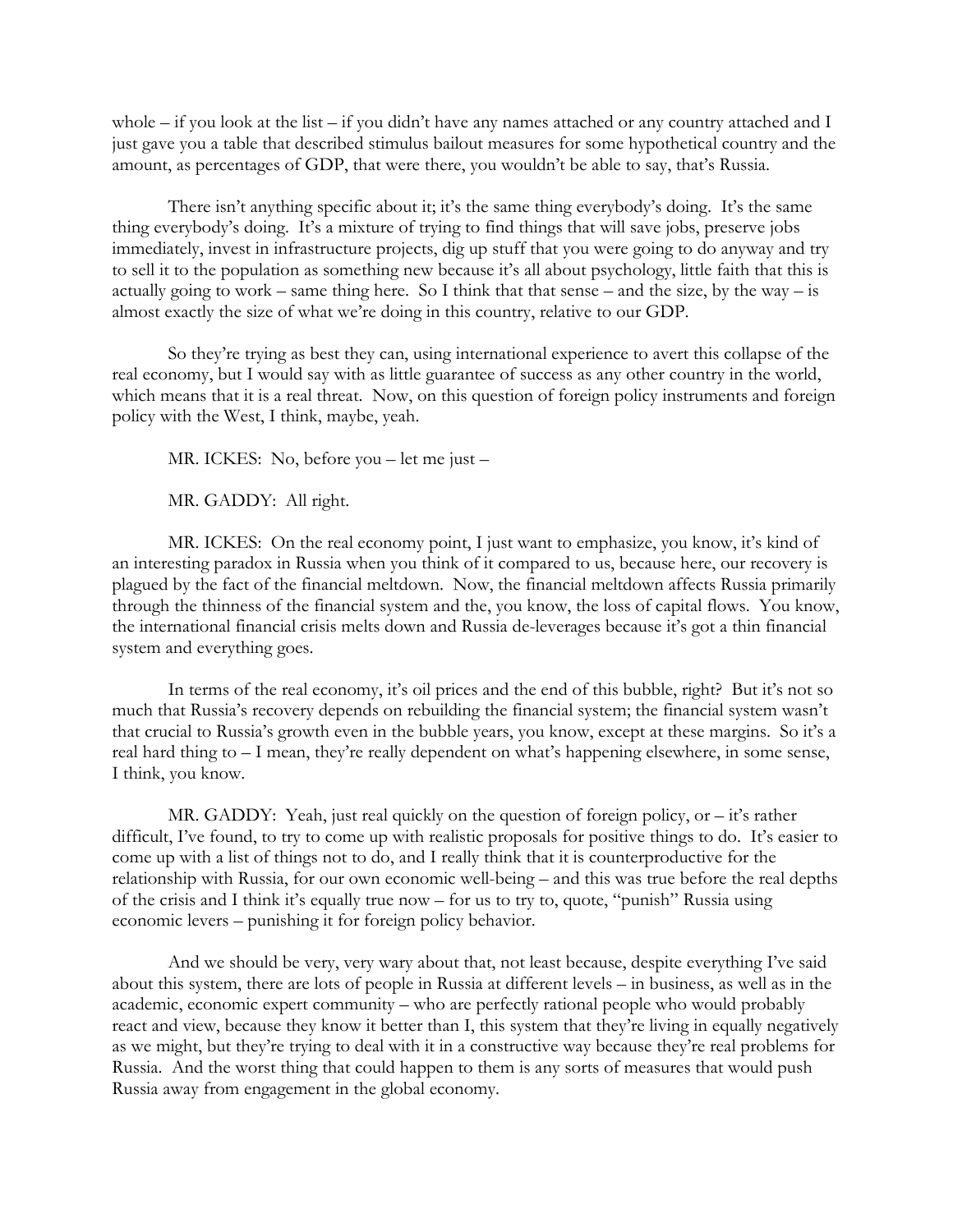whole – if you look at the list – if you didn't have any names attached or any country attached and I just gave you a table that described stimulus bailout measures for some hypothetical country and the amount, as percentages of GDP, that were there, you wouldn't be able to say, that's Russia.

There isn't anything specific about it; it's the same thing everybody's doing. It's the same thing everybody's doing. It's a mixture of trying to find things that will save jobs, preserve jobs immediately, invest in infrastructure projects, dig up stuff that you were going to do anyway and try to sell it to the population as something new because it's all about psychology, little faith that this is actually going to work – same thing here. So I think that that sense – and the size, by the way – is almost exactly the size of what we're doing in this country, relative to our GDP.

So they're trying as best they can, using international experience to avert this collapse of the real economy, but I would say with as little guarantee of success as any other country in the world, which means that it is a real threat. Now, on this question of foreign policy instruments and foreign policy with the West, I think, maybe, yeah.

MR. ICKES: No, before you – let me just –

MR. GADDY: All right.

MR. ICKES: On the real economy point, I just want to emphasize, you know, it's kind of an interesting paradox in Russia when you think of it compared to us, because here, our recovery is plagued by the fact of the financial meltdown. Now, the financial meltdown affects Russia primarily through the thinness of the financial system and the, you know, the loss of capital flows. You know, the international financial crisis melts down and Russia de-leverages because it's got a thin financial system and everything goes.

In terms of the real economy, it's oil prices and the end of this bubble, right? But it's not so much that Russia's recovery depends on rebuilding the financial system; the financial system wasn't that crucial to Russia's growth even in the bubble years, you know, except at these margins. So it's a real hard thing to – I mean, they're really dependent on what's happening elsewhere, in some sense, I think, you know.

MR. GADDY: Yeah, just real quickly on the question of foreign policy, or – it's rather difficult, I've found, to try to come up with realistic proposals for positive things to do. It's easier to come up with a list of things not to do, and I really think that it is counterproductive for the relationship with Russia, for our own economic well-being – and this was true before the real depths of the crisis and I think it's equally true now – for us to try to, quote, "punish" Russia using economic levers – punishing it for foreign policy behavior.

And we should be very, very wary about that, not least because, despite everything I've said about this system, there are lots of people in Russia at different levels – in business, as well as in the academic, economic expert community – who are perfectly rational people who would probably react and view, because they know it better than I, this system that they're living in equally negatively as we might, but they're trying to deal with it in a constructive way because they're real problems for Russia. And the worst thing that could happen to them is any sorts of measures that would push Russia away from engagement in the global economy.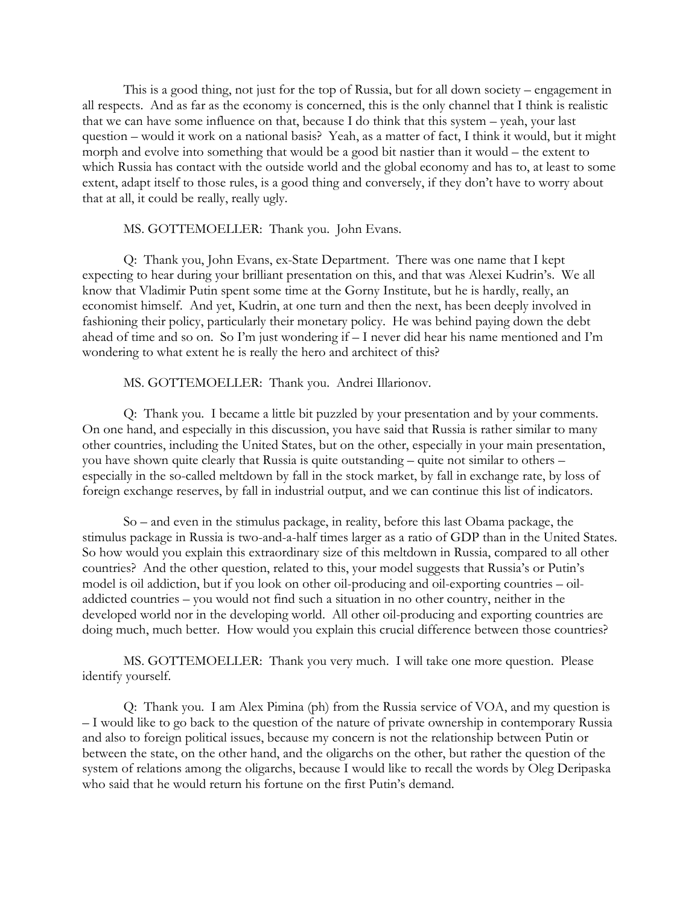This is a good thing, not just for the top of Russia, but for all down society – engagement in all respects. And as far as the economy is concerned, this is the only channel that I think is realistic that we can have some influence on that, because I do think that this system – yeah, your last question – would it work on a national basis? Yeah, as a matter of fact, I think it would, but it might morph and evolve into something that would be a good bit nastier than it would – the extent to which Russia has contact with the outside world and the global economy and has to, at least to some extent, adapt itself to those rules, is a good thing and conversely, if they don't have to worry about that at all, it could be really, really ugly.

MS. GOTTEMOELLER: Thank you. John Evans.

Q: Thank you, John Evans, ex-State Department. There was one name that I kept expecting to hear during your brilliant presentation on this, and that was Alexei Kudrin's. We all know that Vladimir Putin spent some time at the Gorny Institute, but he is hardly, really, an economist himself. And yet, Kudrin, at one turn and then the next, has been deeply involved in fashioning their policy, particularly their monetary policy. He was behind paying down the debt ahead of time and so on. So I'm just wondering if – I never did hear his name mentioned and I'm wondering to what extent he is really the hero and architect of this?

MS. GOTTEMOELLER: Thank you. Andrei Illarionov.

Q: Thank you. I became a little bit puzzled by your presentation and by your comments. On one hand, and especially in this discussion, you have said that Russia is rather similar to many other countries, including the United States, but on the other, especially in your main presentation, you have shown quite clearly that Russia is quite outstanding – quite not similar to others – especially in the so-called meltdown by fall in the stock market, by fall in exchange rate, by loss of foreign exchange reserves, by fall in industrial output, and we can continue this list of indicators.

So – and even in the stimulus package, in reality, before this last Obama package, the stimulus package in Russia is two-and-a-half times larger as a ratio of GDP than in the United States. So how would you explain this extraordinary size of this meltdown in Russia, compared to all other countries? And the other question, related to this, your model suggests that Russia's or Putin's model is oil addiction, but if you look on other oil-producing and oil-exporting countries – oil-addicted countries – you would not find such a situation in no other country, neither in the developed world nor in the developing world. All other oil-producing and exporting countries are doing much, much better. How would you explain this crucial difference between those countries?

MS. GOTTEMOELLER: Thank you very much. I will take one more question. Please identify yourself.

Q: Thank you. I am Alex Pimina (ph) from the Russia service of VOA, and my question is – I would like to go back to the question of the nature of private ownership in contemporary Russia and also to foreign political issues, because my concern is not the relationship between Putin or between the state, on the other hand, and the oligarchs on the other, but rather the question of the system of relations among the oligarchs, because I would like to recall the words by Oleg Deripaska who said that he would return his fortune on the first Putin's demand.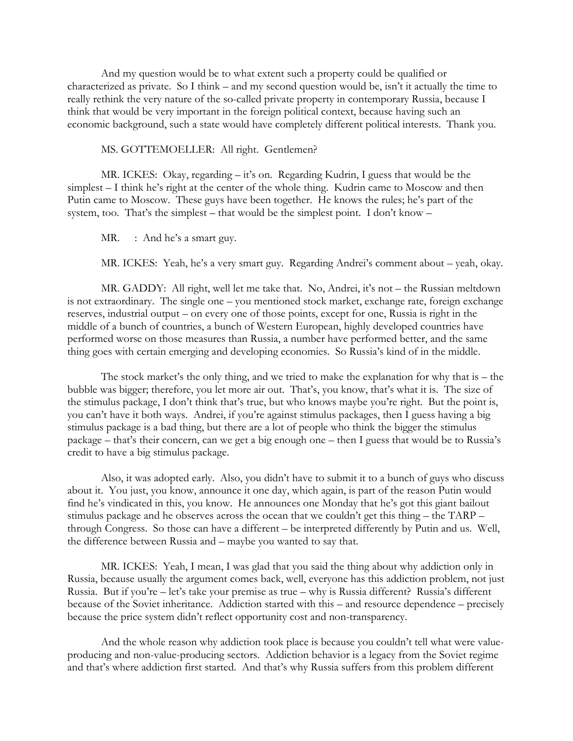And my question would be to what extent such a property could be qualified or characterized as private. So I think – and my second question would be, isn't it actually the time to really rethink the very nature of the so-called private property in contemporary Russia, because I think that would be very important in the foreign political context, because having such an economic background, such a state would have completely different political interests. Thank you.

MS. GOTTEMOELLER: All right. Gentlemen?

MR. ICKES: Okay, regarding – it's on. Regarding Kudrin, I guess that would be the simplest – I think he's right at the center of the whole thing. Kudrin came to Moscow and then Putin came to Moscow. These guys have been together. He knows the rules; he's part of the system, too. That's the simplest – that would be the simplest point. I don't know –

MR. : And he's a smart guy.

MR. ICKES: Yeah, he's a very smart guy. Regarding Andrei's comment about – yeah, okay.

MR. GADDY: All right, well let me take that. No, Andrei, it's not – the Russian meltdown is not extraordinary. The single one – you mentioned stock market, exchange rate, foreign exchange reserves, industrial output – on every one of those points, except for one, Russia is right in the middle of a bunch of countries, a bunch of Western European, highly developed countries have performed worse on those measures than Russia, a number have performed better, and the same thing goes with certain emerging and developing economies. So Russia's kind of in the middle.

The stock market's the only thing, and we tried to make the explanation for why that is – the bubble was bigger; therefore, you let more air out. That's, you know, that's what it is. The size of the stimulus package, I don't think that's true, but who knows maybe you're right. But the point is, you can't have it both ways. Andrei, if you're against stimulus packages, then I guess having a big stimulus package is a bad thing, but there are a lot of people who think the bigger the stimulus package – that's their concern, can we get a big enough one – then I guess that would be to Russia's credit to have a big stimulus package.

Also, it was adopted early. Also, you didn't have to submit it to a bunch of guys who discuss about it. You just, you know, announce it one day, which again, is part of the reason Putin would find he's vindicated in this, you know. He announces one Monday that he's got this giant bailout stimulus package and he observes across the ocean that we couldn't get this thing – the TARP – through Congress. So those can have a different – be interpreted differently by Putin and us. Well, the difference between Russia and – maybe you wanted to say that.

MR. ICKES: Yeah, I mean, I was glad that you said the thing about why addiction only in Russia, because usually the argument comes back, well, everyone has this addiction problem, not just Russia. But if you're – let's take your premise as true – why is Russia different? Russia's different because of the Soviet inheritance. Addiction started with this – and resource dependence – precisely because the price system didn't reflect opportunity cost and non-transparency.

And the whole reason why addiction took place is because you couldn't tell what were value-producing and non-value-producing sectors. Addiction behavior is a legacy from the Soviet regime and that's where addiction first started. And that's why Russia suffers from this problem different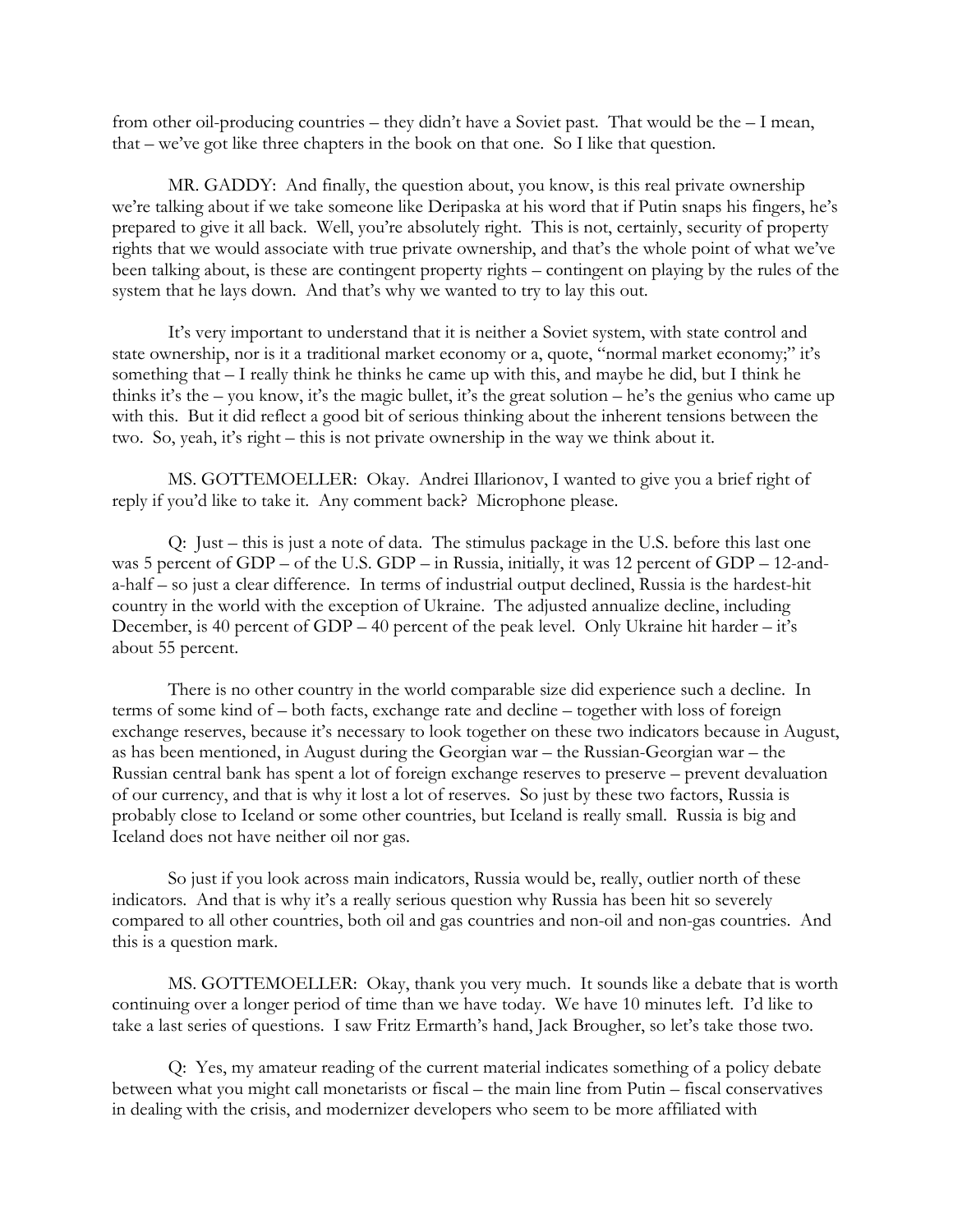from other oil-producing countries – they didn't have a Soviet past. That would be the – I mean, that – we've got like three chapters in the book on that one. So I like that question.

MR. GADDY: And finally, the question about, you know, is this real private ownership we're talking about if we take someone like Deripaska at his word that if Putin snaps his fingers, he's prepared to give it all back. Well, you're absolutely right. This is not, certainly, security of property rights that we would associate with true private ownership, and that's the whole point of what we've been talking about, is these are contingent property rights – contingent on playing by the rules of the system that he lays down. And that's why we wanted to try to lay this out.

It's very important to understand that it is neither a Soviet system, with state control and state ownership, nor is it a traditional market economy or a, quote, "normal market economy;" it's something that – I really think he thinks he came up with this, and maybe he did, but I think he thinks it's the – you know, it's the magic bullet, it's the great solution – he's the genius who came up with this. But it did reflect a good bit of serious thinking about the inherent tensions between the two. So, yeah, it's right – this is not private ownership in the way we think about it.

MS. GOTTEMOELLER: Okay. Andrei Illarionov, I wanted to give you a brief right of reply if you'd like to take it. Any comment back? Microphone please.

Q: Just – this is just a note of data. The stimulus package in the U.S. before this last one was 5 percent of GDP – of the U.S. GDP – in Russia, initially, it was 12 percent of GDP – 12-and-a-half – so just a clear difference. In terms of industrial output declined, Russia is the hardest-hit country in the world with the exception of Ukraine. The adjusted annualize decline, including December, is 40 percent of GDP – 40 percent of the peak level. Only Ukraine hit harder – it's about 55 percent.

There is no other country in the world comparable size did experience such a decline. In terms of some kind of – both facts, exchange rate and decline – together with loss of foreign exchange reserves, because it's necessary to look together on these two indicators because in August, as has been mentioned, in August during the Georgian war – the Russian-Georgian war – the Russian central bank has spent a lot of foreign exchange reserves to preserve – prevent devaluation of our currency, and that is why it lost a lot of reserves. So just by these two factors, Russia is probably close to Iceland or some other countries, but Iceland is really small. Russia is big and Iceland does not have neither oil nor gas.

So just if you look across main indicators, Russia would be, really, outlier north of these indicators. And that is why it's a really serious question why Russia has been hit so severely compared to all other countries, both oil and gas countries and non-oil and non-gas countries. And this is a question mark.

MS. GOTTEMOELLER: Okay, thank you very much. It sounds like a debate that is worth continuing over a longer period of time than we have today. We have 10 minutes left. I'd like to take a last series of questions. I saw Fritz Ermarth's hand, Jack Brougher, so let's take those two.

Q: Yes, my amateur reading of the current material indicates something of a policy debate between what you might call monetarists or fiscal – the main line from Putin – fiscal conservatives in dealing with the crisis, and modernizer developers who seem to be more affiliated with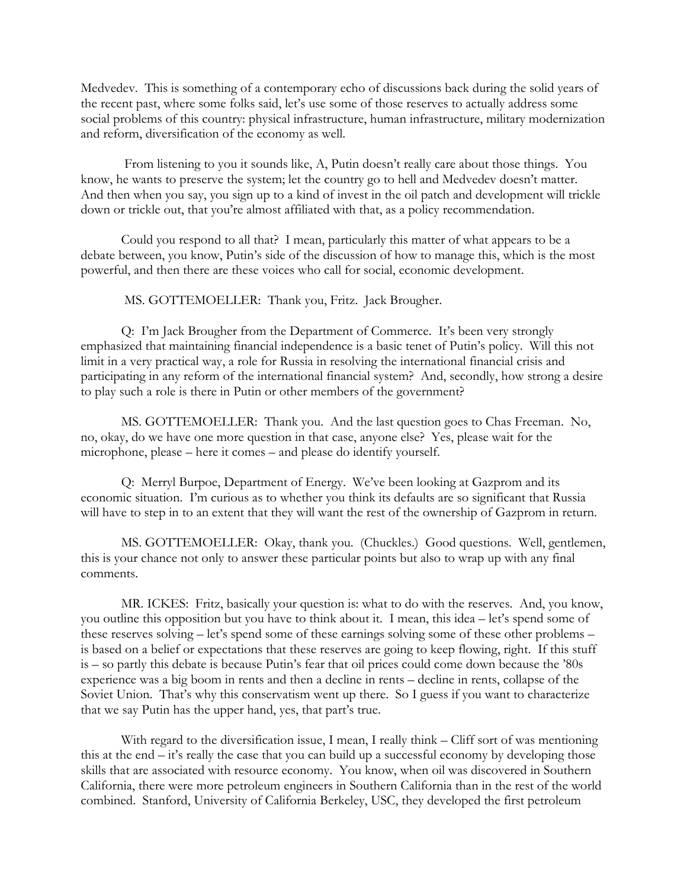Medvedev. This is something of a contemporary echo of discussions back during the solid years of the recent past, where some folks said, let's use some of those reserves to actually address some social problems of this country: physical infrastructure, human infrastructure, military modernization and reform, diversification of the economy as well.

From listening to you it sounds like, A, Putin doesn't really care about those things. You know, he wants to preserve the system; let the country go to hell and Medvedev doesn't matter. And then when you say, you sign up to a kind of invest in the oil patch and development will trickle down or trickle out, that you're almost affiliated with that, as a policy recommendation.

Could you respond to all that? I mean, particularly this matter of what appears to be a debate between, you know, Putin's side of the discussion of how to manage this, which is the most powerful, and then there are these voices who call for social, economic development.

MS. GOTTEMOELLER: Thank you, Fritz. Jack Brougher.

Q: I'm Jack Brougher from the Department of Commerce. It's been very strongly emphasized that maintaining financial independence is a basic tenet of Putin's policy. Will this not limit in a very practical way, a role for Russia in resolving the international financial crisis and participating in any reform of the international financial system? And, secondly, how strong a desire to play such a role is there in Putin or other members of the government?

MS. GOTTEMOELLER: Thank you. And the last question goes to Chas Freeman. No, no, okay, do we have one more question in that case, anyone else? Yes, please wait for the microphone, please – here it comes – and please do identify yourself.

Q: Merryl Burpoe, Department of Energy. We've been looking at Gazprom and its economic situation. I'm curious as to whether you think its defaults are so significant that Russia will have to step in to an extent that they will want the rest of the ownership of Gazprom in return.

MS. GOTTEMOELLER: Okay, thank you. (Chuckles.) Good questions. Well, gentlemen, this is your chance not only to answer these particular points but also to wrap up with any final comments.

MR. ICKES: Fritz, basically your question is: what to do with the reserves. And, you know, you outline this opposition but you have to think about it. I mean, this idea – let's spend some of these reserves solving – let's spend some of these earnings solving some of these other problems – is based on a belief or expectations that these reserves are going to keep flowing, right. If this stuff is – so partly this debate is because Putin's fear that oil prices could come down because the '80s experience was a big boom in rents and then a decline in rents – decline in rents, collapse of the Soviet Union. That's why this conservatism went up there. So I guess if you want to characterize that we say Putin has the upper hand, yes, that part's true.

With regard to the diversification issue, I mean, I really think – Cliff sort of was mentioning this at the end – it's really the case that you can build up a successful economy by developing those skills that are associated with resource economy. You know, when oil was discovered in Southern California, there were more petroleum engineers in Southern California than in the rest of the world combined. Stanford, University of California Berkeley, USC, they developed the first petroleum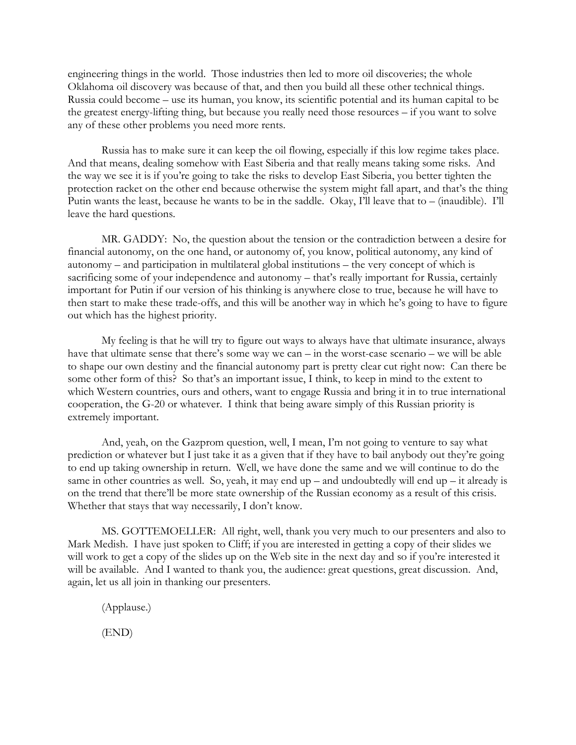engineering things in the world. Those industries then led to more oil discoveries; the whole Oklahoma oil discovery was because of that, and then you build all these other technical things. Russia could become – use its human, you know, its scientific potential and its human capital to be the greatest energy-lifting thing, but because you really need those resources – if you want to solve any of these other problems you need more rents.

Russia has to make sure it can keep the oil flowing, especially if this low regime takes place. And that means, dealing somehow with East Siberia and that really means taking some risks. And the way we see it is if you're going to take the risks to develop East Siberia, you better tighten the protection racket on the other end because otherwise the system might fall apart, and that's the thing Putin wants the least, because he wants to be in the saddle. Okay, I'll leave that to – (inaudible). I'll leave the hard questions.

MR. GADDY: No, the question about the tension or the contradiction between a desire for financial autonomy, on the one hand, or autonomy of, you know, political autonomy, any kind of autonomy – and participation in multilateral global institutions – the very concept of which is sacrificing some of your independence and autonomy – that's really important for Russia, certainly important for Putin if our version of his thinking is anywhere close to true, because he will have to then start to make these trade-offs, and this will be another way in which he's going to have to figure out which has the highest priority.

My feeling is that he will try to figure out ways to always have that ultimate insurance, always have that ultimate sense that there's some way we can – in the worst-case scenario – we will be able to shape our own destiny and the financial autonomy part is pretty clear cut right now: Can there be some other form of this? So that's an important issue, I think, to keep in mind to the extent to which Western countries, ours and others, want to engage Russia and bring it in to true international cooperation, the G-20 or whatever. I think that being aware simply of this Russian priority is extremely important.

And, yeah, on the Gazprom question, well, I mean, I'm not going to venture to say what prediction or whatever but I just take it as a given that if they have to bail anybody out they're going to end up taking ownership in return. Well, we have done the same and we will continue to do the same in other countries as well. So, yeah, it may end up – and undoubtedly will end up – it already is on the trend that there'll be more state ownership of the Russian economy as a result of this crisis. Whether that stays that way necessarily, I don't know.

MS. GOTTEMOELLER: All right, well, thank you very much to our presenters and also to Mark Medish. I have just spoken to Cliff; if you are interested in getting a copy of their slides we will work to get a copy of the slides up on the Web site in the next day and so if you're interested it will be available. And I wanted to thank you, the audience: great questions, great discussion. And, again, let us all join in thanking our presenters.

(Applause.)

(END)